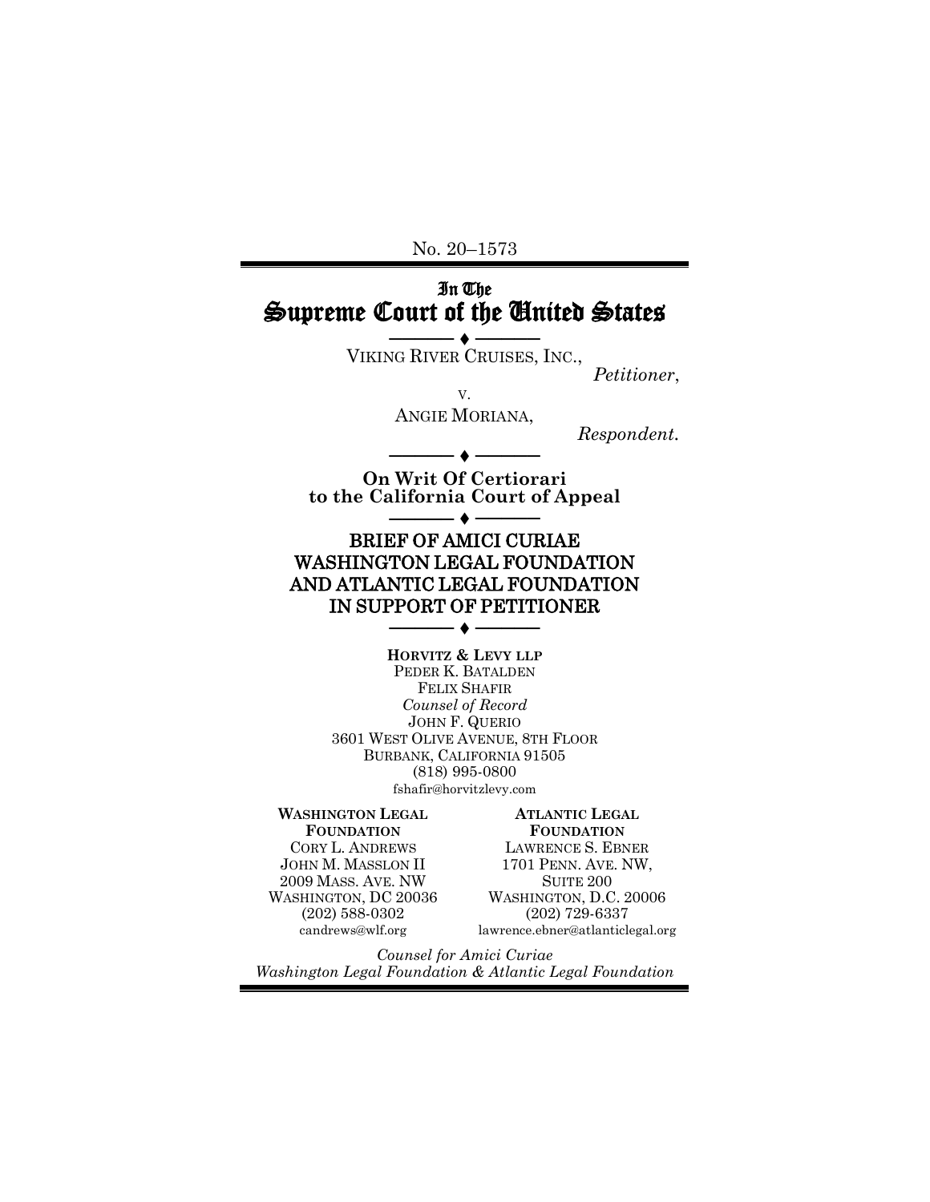No. 20–1573

# In The Supreme Court of the United States

VIKING RIVER CRUISES, INC.,

*Petitioner*,

v.

ANGIE MORIANA,

*Respondent*.

**On Writ Of Certiorari to the California Court of Appeal**

## BRIEF OF AMICI CURIAE WASHINGTON LEGAL FOUNDATION AND ATLANTIC LEGAL FOUNDATION IN SUPPORT OF PETITIONER

**HORVITZ & LEVY LLP**
PEDER K. BATALDEN
FELIX SHAFIR
*Counsel of Record*
JOHN F. QUERIO
3601 WEST OLIVE AVENUE, 8TH FLOOR
BURBANK, CALIFORNIA 91505
(818) 995-0800
fshafir@horvitzlevy.com

**WASHINGTON LEGAL FOUNDATION**
CORY L. ANDREWS
JOHN M. MASSLON II
2009 MASS. AVE. NW
WASHINGTON, DC 20036
(202) 588-0302
candrews@wlf.org

**ATLANTIC LEGAL FOUNDATION**
LAWRENCE S. EBNER
1701 PENN. AVE. NW,
SUITE 200
WASHINGTON, D.C. 20006
(202) 729-6337
lawrence.ebner@atlanticlegal.org

*Counsel for Amici Curiae*
*Washington Legal Foundation & Atlantic Legal Foundation*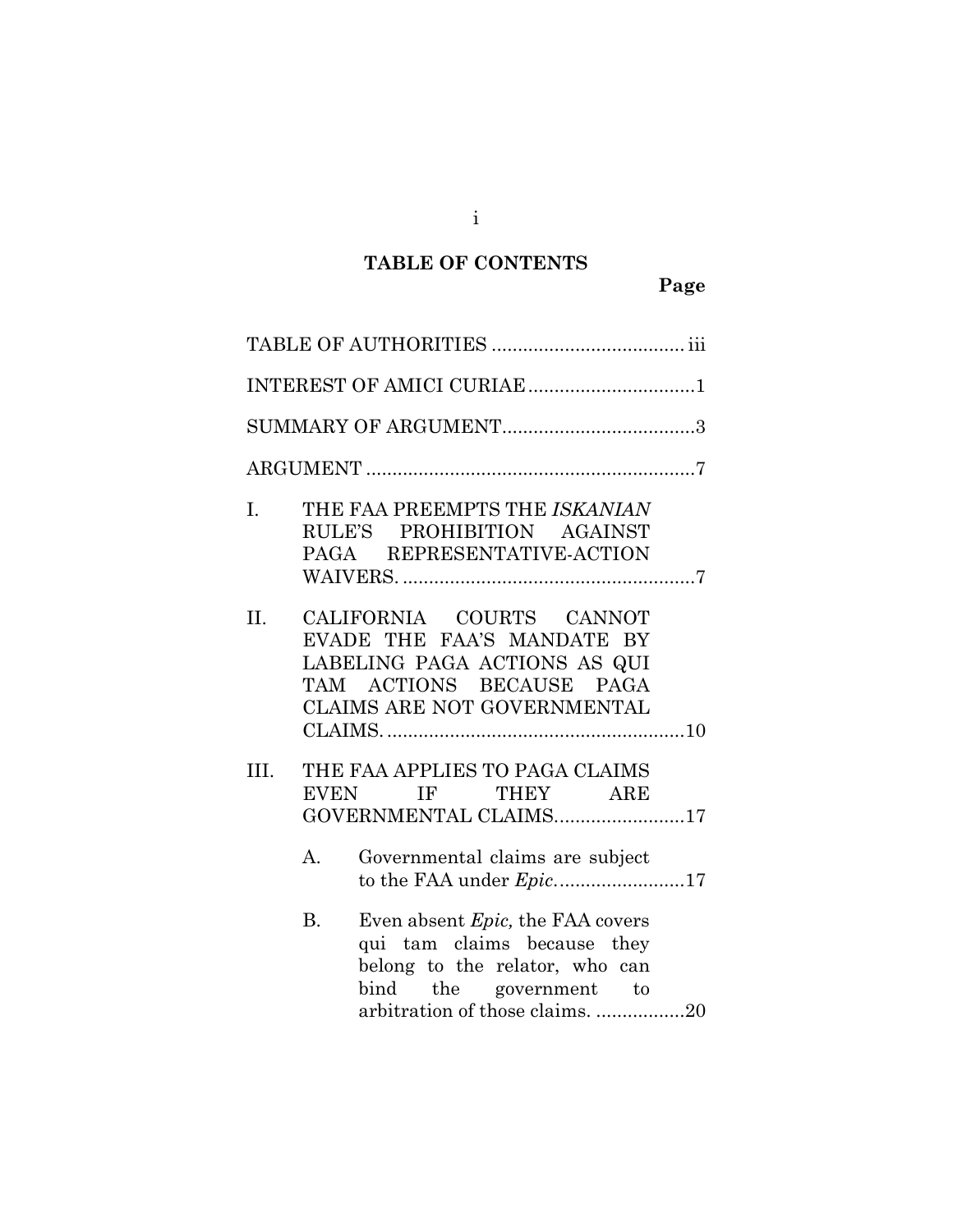# TABLE OF CONTENTS

**Page**

TABLE OF AUTHORITIES ..................................... iii

INTEREST OF AMICI CURIAE ................................1

SUMMARY OF ARGUMENT.....................................3

ARGUMENT ...............................................................7

I. THE FAA PREEMPTS THE *ISKANIAN* RULE'S PROHIBITION AGAINST PAGA REPRESENTATIVE-ACTION WAIVERS. ........................................................7

II. CALIFORNIA COURTS CANNOT EVADE THE FAA'S MANDATE BY LABELING PAGA ACTIONS AS QUI TAM ACTIONS BECAUSE PAGA CLAIMS ARE NOT GOVERNMENTAL CLAIMS. .........................................................10

III. THE FAA APPLIES TO PAGA CLAIMS EVEN IF THEY ARE GOVERNMENTAL CLAIMS.........................17

   A. Governmental claims are subject to the FAA under *Epic*.........................17

   B. Even absent *Epic,* the FAA covers qui tam claims because they belong to the relator, who can bind the government to arbitration of those claims. .................20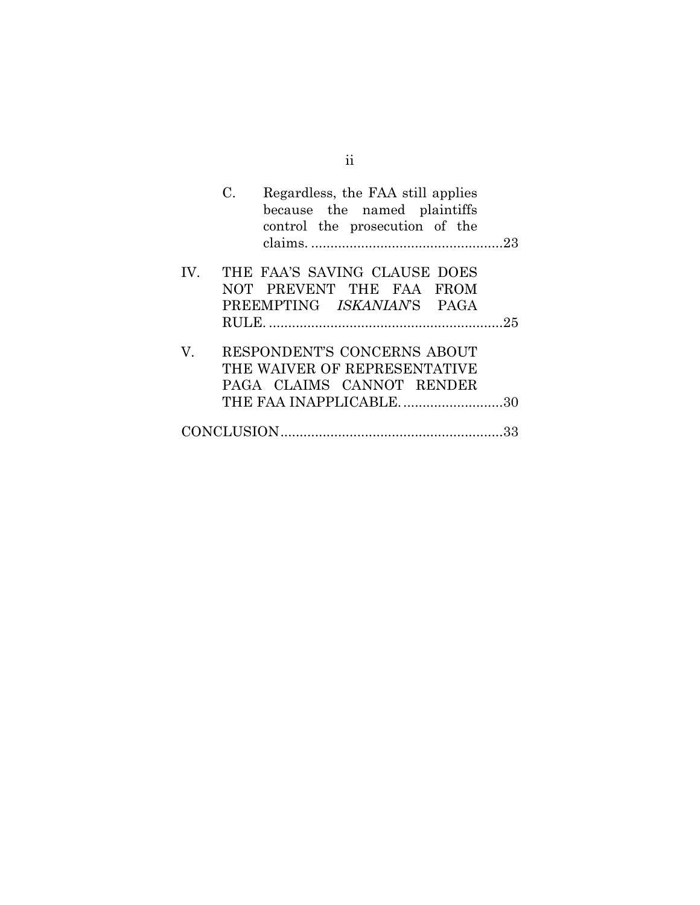C. Regardless, the FAA still applies because the named plaintiffs control the prosecution of the claims. ....................................................23

IV. THE FAA'S SAVING CLAUSE DOES NOT PREVENT THE FAA FROM PREEMPTING *ISKANIAN*'S PAGA RULE. ..............................................................25

V. RESPONDENT'S CONCERNS ABOUT THE WAIVER OF REPRESENTATIVE PAGA CLAIMS CANNOT RENDER THE FAA INAPPLICABLE. ..........................30

CONCLUSION..........................................................33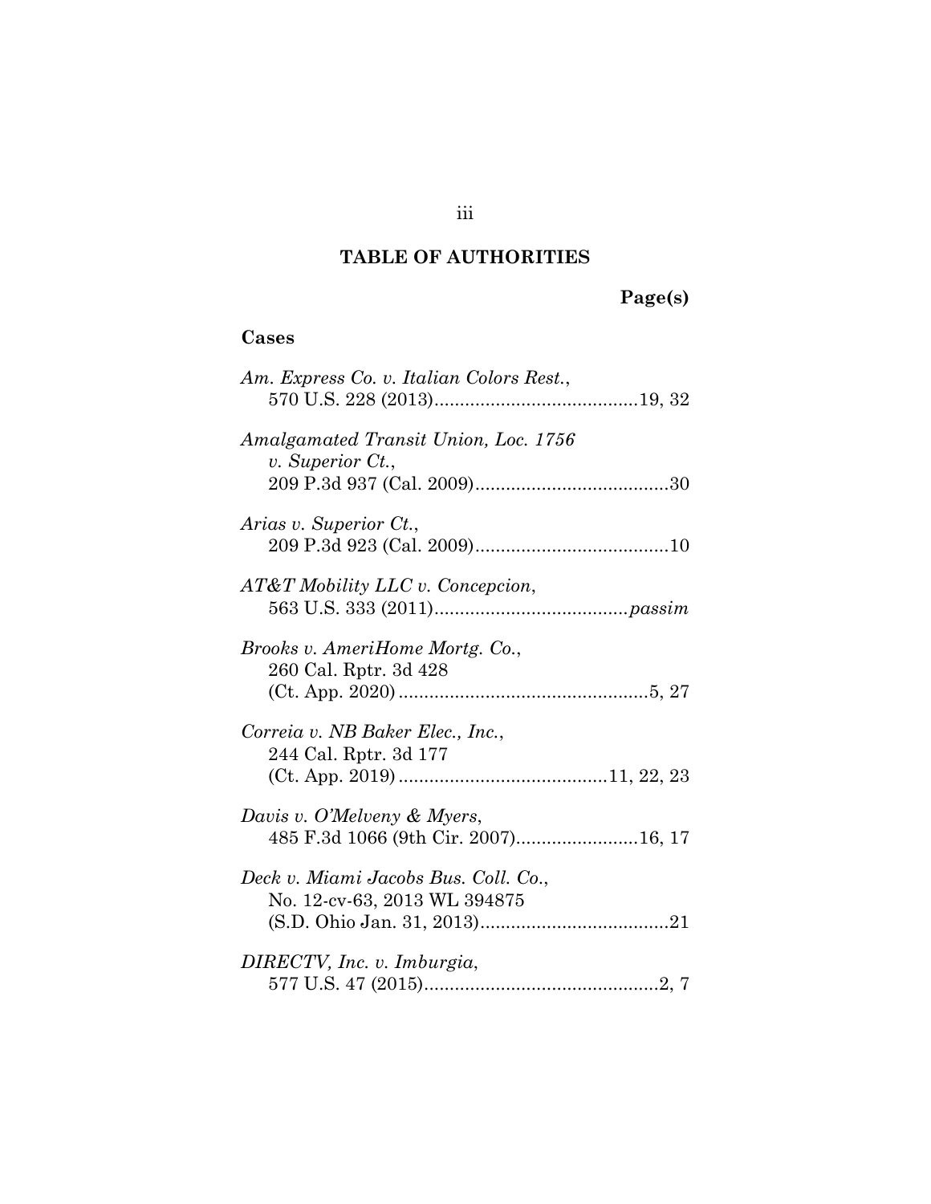# TABLE OF AUTHORITIES

**Page(s)**

### Cases

*Am. Express Co. v. Italian Colors Rest.*, 570 U.S. 228 (2013)........................................19, 32

*Amalgamated Transit Union, Loc. 1756 v. Superior Ct.*, 209 P.3d 937 (Cal. 2009)......................................30

*Arias v. Superior Ct.*, 209 P.3d 923 (Cal. 2009)......................................10

*AT&T Mobility LLC v. Concepcion*, 563 U.S. 333 (2011)......................................*passim*

*Brooks v. AmeriHome Mortg. Co.*, 260 Cal. Rptr. 3d 428 (Ct. App. 2020).................................................5, 27

*Correia v. NB Baker Elec., Inc.*, 244 Cal. Rptr. 3d 177 (Ct. App. 2019).........................................11, 22, 23

*Davis v. O'Melveny & Myers*, 485 F.3d 1066 (9th Cir. 2007)........................16, 17

*Deck v. Miami Jacobs Bus. Coll. Co.*, No. 12-cv-63, 2013 WL 394875 (S.D. Ohio Jan. 31, 2013).....................................21

*DIRECTV, Inc. v. Imburgia*, 577 U.S. 47 (2015)..............................................2, 7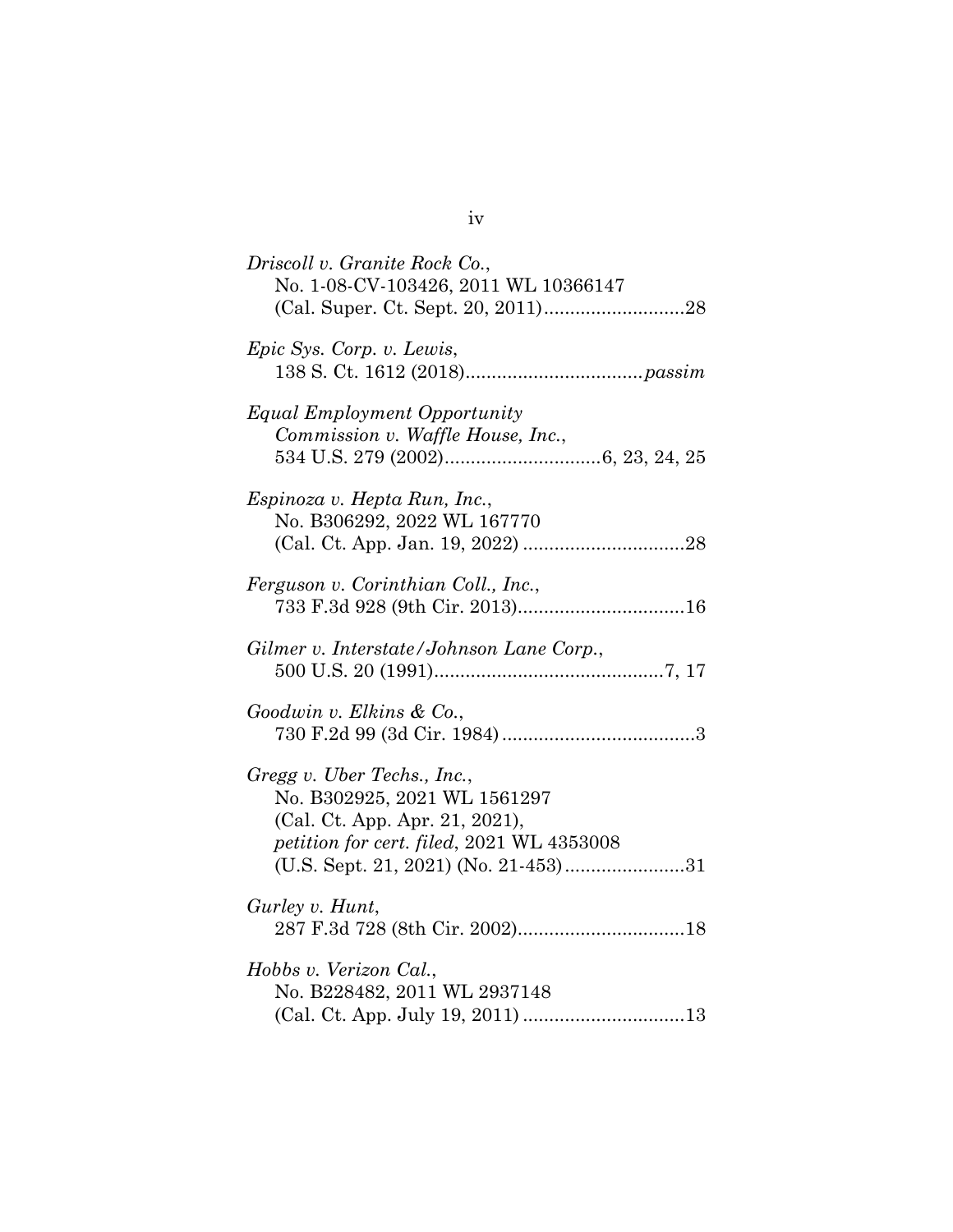*Driscoll v. Granite Rock Co.*,
No. 1-08-CV-103426, 2011 WL 10366147
(Cal. Super. Ct. Sept. 20, 2011) ..........................28

*Epic Sys. Corp. v. Lewis*,
138 S. Ct. 1612 (2018) .................................*passim*

*Equal Employment Opportunity Commission v. Waffle House, Inc.*,
534 U.S. 279 (2002) .............................6, 23, 24, 25

*Espinoza v. Hepta Run, Inc.*,
No. B306292, 2022 WL 167770
(Cal. Ct. App. Jan. 19, 2022) ..............................28

*Ferguson v. Corinthian Coll., Inc.*,
733 F.3d 928 (9th Cir. 2013) ...............................16

*Gilmer v. Interstate/Johnson Lane Corp.*,
500 U.S. 20 (1991) ...........................................7, 17

*Goodwin v. Elkins & Co.*,
730 F.2d 99 (3d Cir. 1984) ....................................3

*Gregg v. Uber Techs., Inc.*,
No. B302925, 2021 WL 1561297
(Cal. Ct. App. Apr. 21, 2021),
*petition for cert. filed*, 2021 WL 4353008
(U.S. Sept. 21, 2021) (No. 21-453) .......................31

*Gurley v. Hunt*,
287 F.3d 728 (8th Cir. 2002) ...............................18

*Hobbs v. Verizon Cal.*,
No. B228482, 2011 WL 2937148
(Cal. Ct. App. July 19, 2011) ..............................13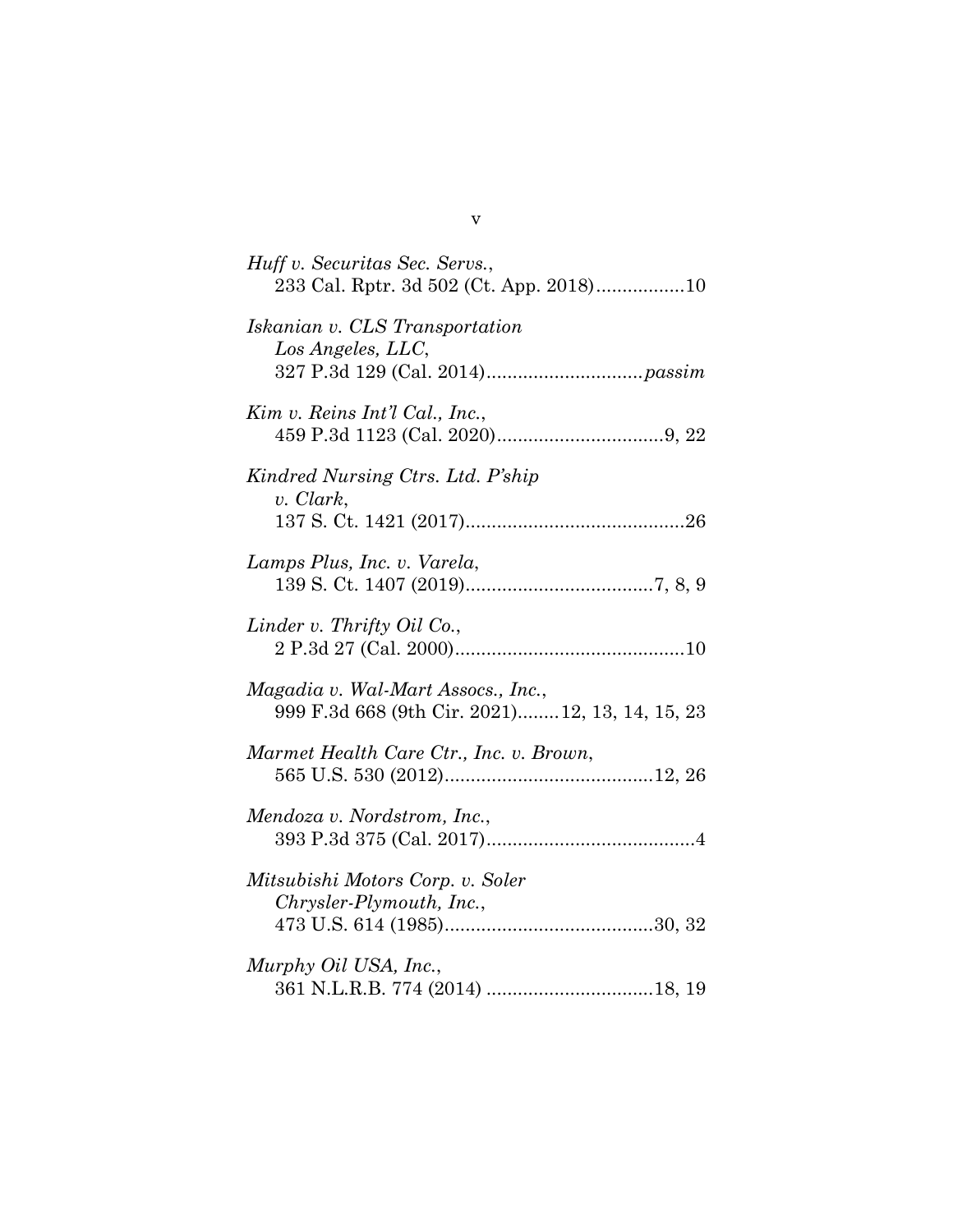*Huff v. Securitas Sec. Servs.*,
233 Cal. Rptr. 3d 502 (Ct. App. 2018)..................10

*Iskanian v. CLS Transportation Los Angeles, LLC*,
327 P.3d 129 (Cal. 2014)..............................*passim*

*Kim v. Reins Int'l Cal., Inc.*,
459 P.3d 1123 (Cal. 2020)................................9, 22

*Kindred Nursing Ctrs. Ltd. P'ship v. Clark*,
137 S. Ct. 1421 (2017)..........................................26

*Lamps Plus, Inc. v. Varela*,
139 S. Ct. 1407 (2019)....................................7, 8, 9

*Linder v. Thrifty Oil Co.*,
2 P.3d 27 (Cal. 2000)............................................10

*Magadia v. Wal-Mart Assocs., Inc.*,
999 F.3d 668 (9th Cir. 2021)........12, 13, 14, 15, 23

*Marmet Health Care Ctr., Inc. v. Brown*,
565 U.S. 530 (2012)........................................12, 26

*Mendoza v. Nordstrom, Inc.*,
393 P.3d 375 (Cal. 2017)........................................4

*Mitsubishi Motors Corp. v. Soler Chrysler-Plymouth, Inc.*,
473 U.S. 614 (1985)........................................30, 32

*Murphy Oil USA, Inc.*,
361 N.L.R.B. 774 (2014) ................................18, 19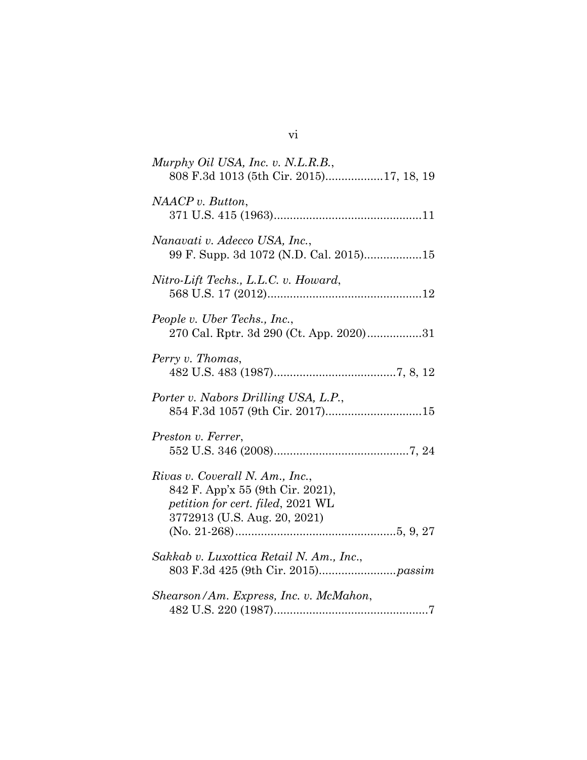*Murphy Oil USA, Inc. v. N.L.R.B.*,
808 F.3d 1013 (5th Cir. 2015)..................17, 18, 19

*NAACP v. Button*,
371 U.S. 415 (1963).............................................11

*Nanavati v. Adecco USA, Inc.*,
99 F. Supp. 3d 1072 (N.D. Cal. 2015)..................15

*Nitro-Lift Techs., L.L.C. v. Howard*,
568 U.S. 17 (2012)................................................12

*People v. Uber Techs., Inc.*,
270 Cal. Rptr. 3d 290 (Ct. App. 2020).................31

*Perry v. Thomas*,
482 U.S. 483 (1987)......................................7, 8, 12

*Porter v. Nabors Drilling USA, L.P.*,
854 F.3d 1057 (9th Cir. 2017)..............................15

*Preston v. Ferrer*,
552 U.S. 346 (2008)..........................................7, 24

*Rivas v. Coverall N. Am., Inc.*,
842 F. App'x 55 (9th Cir. 2021),
*petition for cert. filed*, 2021 WL
3772913 (U.S. Aug. 20, 2021)
(No. 21-268)..................................................5, 9, 27

*Sakkab v. Luxottica Retail N. Am., Inc.*,
803 F.3d 425 (9th Cir. 2015)........................*passim*

*Shearson/Am. Express, Inc. v. McMahon*,
482 U.S. 220 (1987)................................................7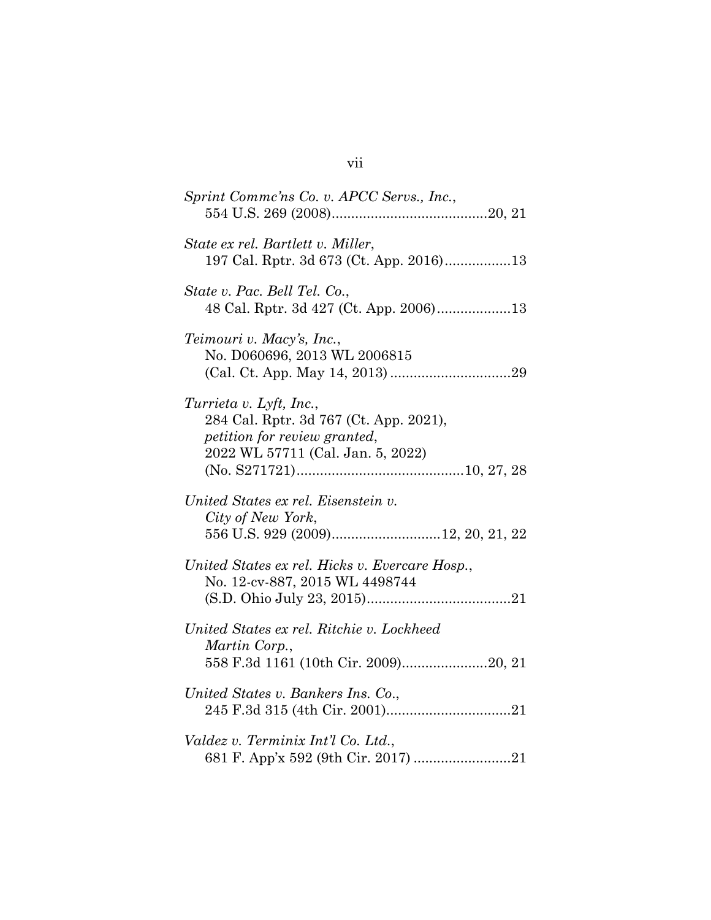*Sprint Commc'ns Co. v. APCC Servs., Inc.*,
554 U.S. 269 (2008)........................................20, 21

*State ex rel. Bartlett v. Miller*,
197 Cal. Rptr. 3d 673 (Ct. App. 2016).................13

*State v. Pac. Bell Tel. Co.*,
48 Cal. Rptr. 3d 427 (Ct. App. 2006)...................13

*Teimouri v. Macy's, Inc.*,
No. D060696, 2013 WL 2006815
(Cal. Ct. App. May 14, 2013) ...............................29

*Turrieta v. Lyft, Inc.*,
284 Cal. Rptr. 3d 767 (Ct. App. 2021),
*petition for review granted*,
2022 WL 57711 (Cal. Jan. 5, 2022)
(No. S271721)...........................................10, 27, 28

*United States ex rel. Eisenstein v. City of New York*,
556 U.S. 929 (2009)............................12, 20, 21, 22

*United States ex rel. Hicks v. Evercare Hosp.*,
No. 12-cv-887, 2015 WL 4498744
(S.D. Ohio July 23, 2015).....................................21

*United States ex rel. Ritchie v. Lockheed Martin Corp.*,
558 F.3d 1161 (10th Cir. 2009)......................20, 21

*United States v. Bankers Ins. Co.*,
245 F.3d 315 (4th Cir. 2001)................................21

*Valdez v. Terminix Int'l Co. Ltd.*,
681 F. App'x 592 (9th Cir. 2017) .........................21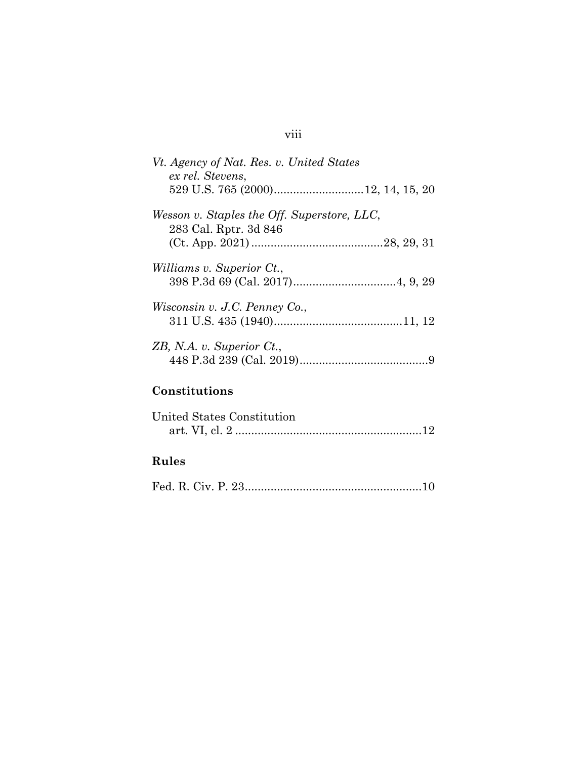*Vt. Agency of Nat. Res. v. United States ex rel. Stevens*,
529 U.S. 765 (2000)............................12, 14, 15, 20

*Wesson v. Staples the Off. Superstore, LLC*,
283 Cal. Rptr. 3d 846
(Ct. App. 2021).........................................28, 29, 31

*Williams v. Superior Ct.*,
398 P.3d 69 (Cal. 2017)................................4, 9, 29

*Wisconsin v. J.C. Penney Co.*,
311 U.S. 435 (1940)........................................11, 12

*ZB, N.A. v. Superior Ct.*,
448 P.3d 239 (Cal. 2019)........................................9

## Constitutions

United States Constitution
art. VI, cl. 2 ..........................................................12

## Rules

Fed. R. Civ. P. 23.......................................................10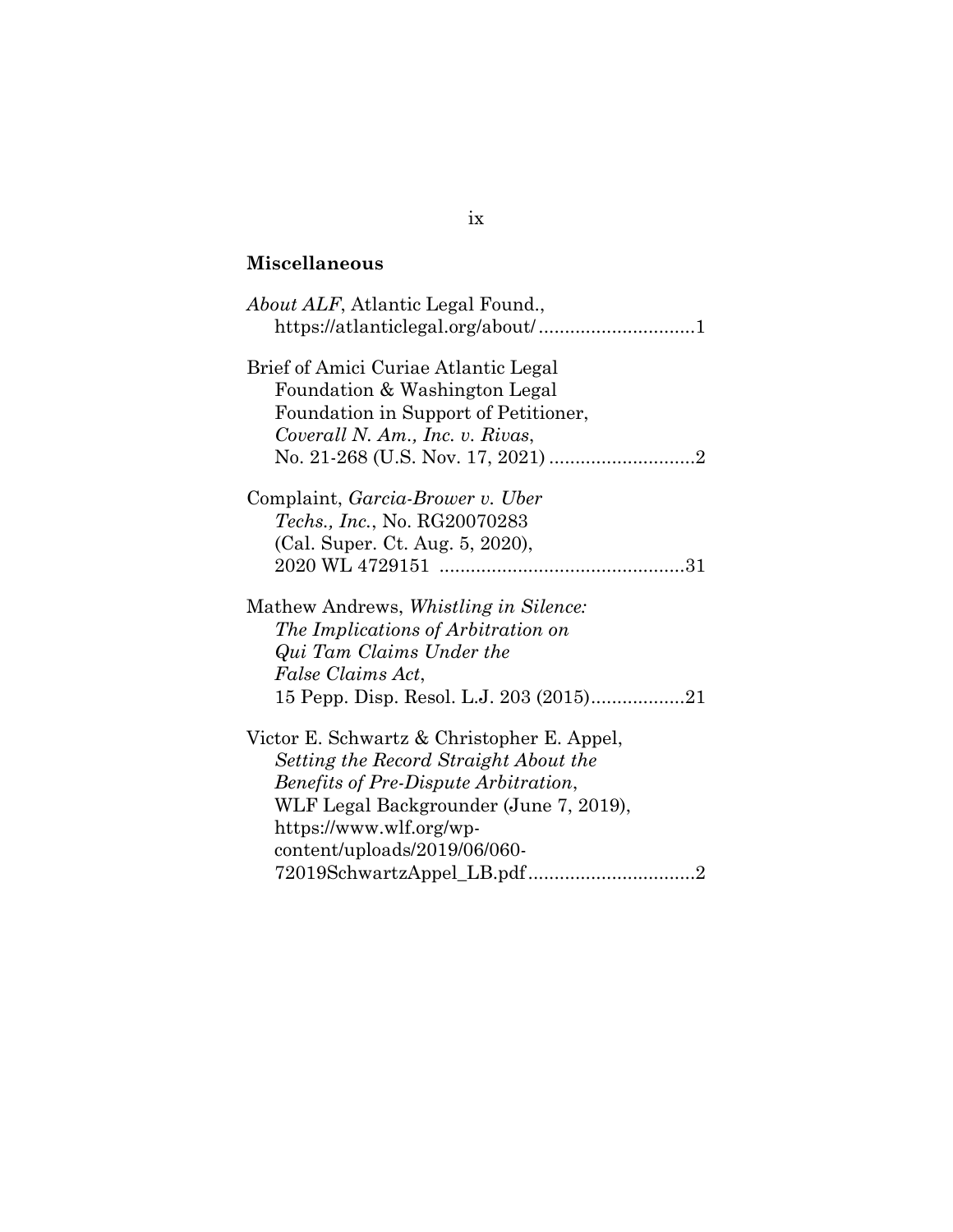**Miscellaneous**

*About ALF*, Atlantic Legal Found., https://atlanticlegal.org/about/ .............................1

Brief of Amici Curiae Atlantic Legal Foundation & Washington Legal Foundation in Support of Petitioner, *Coverall N. Am., Inc. v. Rivas*, No. 21-268 (U.S. Nov. 17, 2021) ............................2

Complaint, *Garcia-Brower v. Uber Techs., Inc.*, No. RG20070283 (Cal. Super. Ct. Aug. 5, 2020), 2020 WL 4729151 ..............................................31

Mathew Andrews, *Whistling in Silence: The Implications of Arbitration on Qui Tam Claims Under the False Claims Act*, 15 Pepp. Disp. Resol. L.J. 203 (2015)..................21

Victor E. Schwartz & Christopher E. Appel, *Setting the Record Straight About the Benefits of Pre-Dispute Arbitration*, WLF Legal Backgrounder (June 7, 2019), https://www.wlf.org/wp-content/uploads/2019/06/060-72019SchwartzAppel_LB.pdf................................2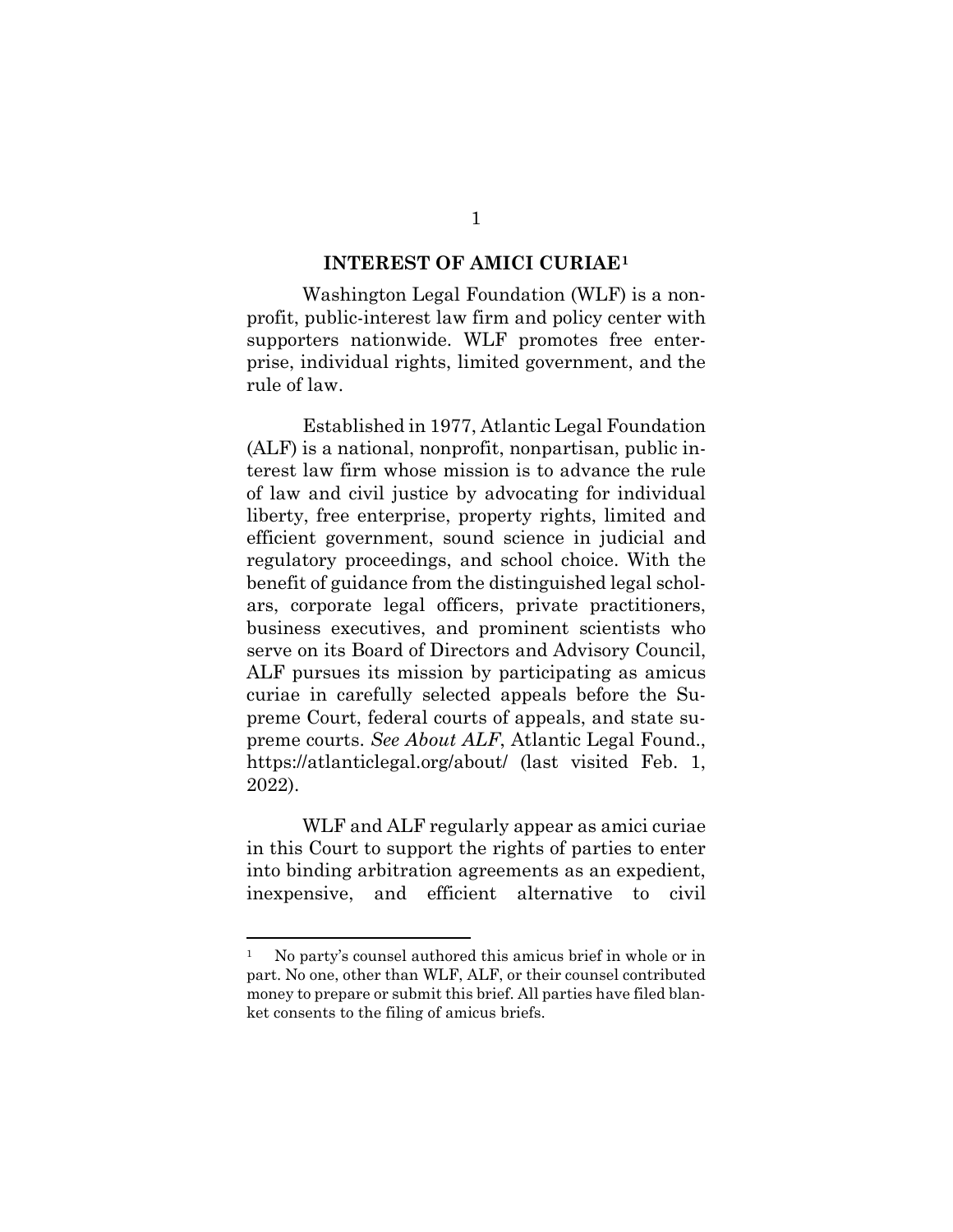## INTEREST OF AMICI CURIAE[1]

Washington Legal Foundation (WLF) is a nonprofit, public-interest law firm and policy center with supporters nationwide. WLF promotes free enterprise, individual rights, limited government, and the rule of law.

Established in 1977, Atlantic Legal Foundation (ALF) is a national, nonprofit, nonpartisan, public interest law firm whose mission is to advance the rule of law and civil justice by advocating for individual liberty, free enterprise, property rights, limited and efficient government, sound science in judicial and regulatory proceedings, and school choice. With the benefit of guidance from the distinguished legal scholars, corporate legal officers, private practitioners, business executives, and prominent scientists who serve on its Board of Directors and Advisory Council, ALF pursues its mission by participating as amicus curiae in carefully selected appeals before the Supreme Court, federal courts of appeals, and state supreme courts. *See About ALF*, Atlantic Legal Found., https://atlanticlegal.org/about/ (last visited Feb. 1, 2022).

WLF and ALF regularly appear as amici curiae in this Court to support the rights of parties to enter into binding arbitration agreements as an expedient, inexpensive, and efficient alternative to civil

---

[1] No party's counsel authored this amicus brief in whole or in part. No one, other than WLF, ALF, or their counsel contributed money to prepare or submit this brief. All parties have filed blanket consents to the filing of amicus briefs.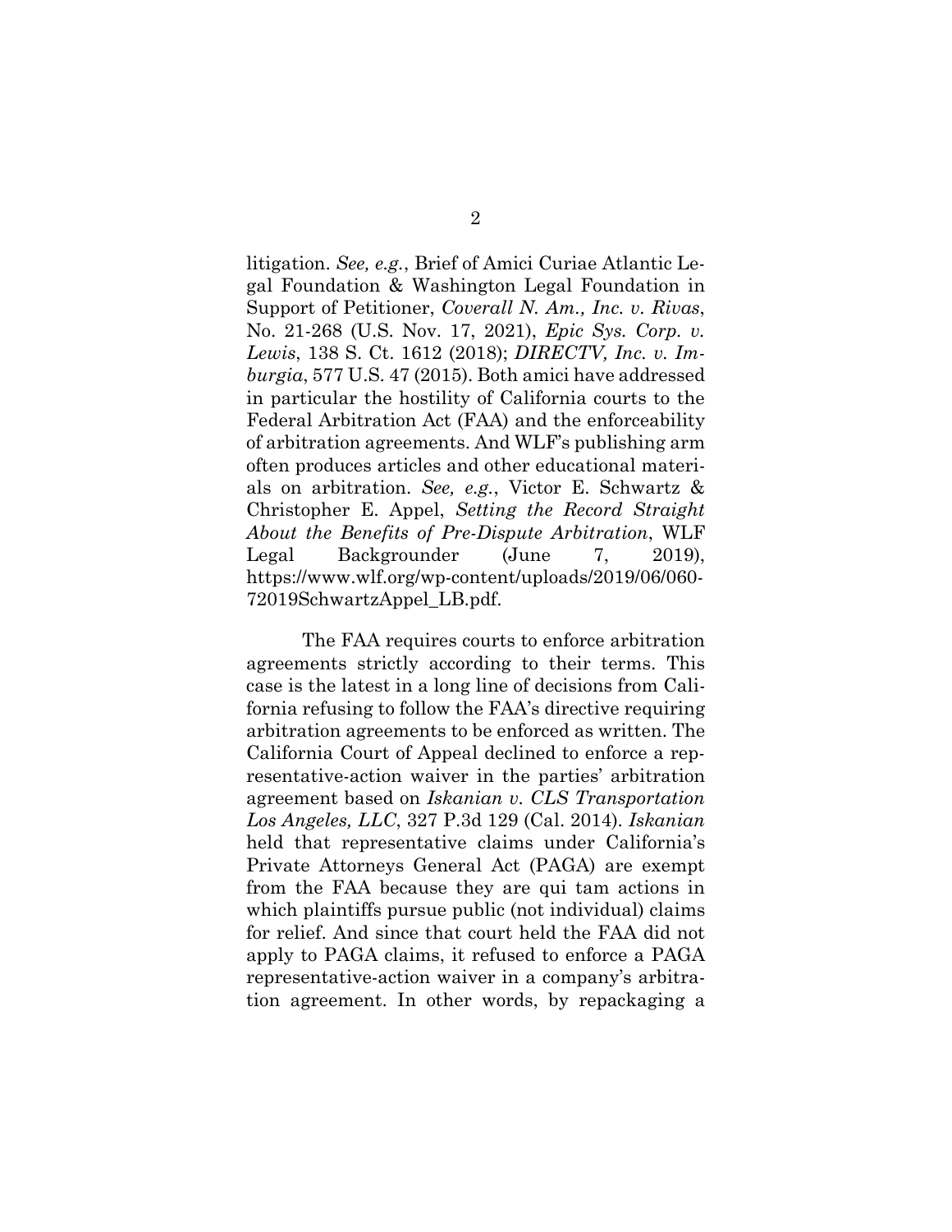litigation. *See, e.g.*, Brief of Amici Curiae Atlantic Legal Foundation & Washington Legal Foundation in Support of Petitioner, *Coverall N. Am., Inc. v. Rivas*, No. 21-268 (U.S. Nov. 17, 2021), *Epic Sys. Corp. v. Lewis*, 138 S. Ct. 1612 (2018); *DIRECTV, Inc. v. Imburgia*, 577 U.S. 47 (2015). Both amici have addressed in particular the hostility of California courts to the Federal Arbitration Act (FAA) and the enforceability of arbitration agreements. And WLF's publishing arm often produces articles and other educational materials on arbitration. *See, e.g.*, Victor E. Schwartz & Christopher E. Appel, *Setting the Record Straight About the Benefits of Pre-Dispute Arbitration*, WLF Legal Backgrounder (June 7, 2019), https://www.wlf.org/wp-content/uploads/2019/06/060-72019SchwartzAppel_LB.pdf.

The FAA requires courts to enforce arbitration agreements strictly according to their terms. This case is the latest in a long line of decisions from California refusing to follow the FAA's directive requiring arbitration agreements to be enforced as written. The California Court of Appeal declined to enforce a representative-action waiver in the parties' arbitration agreement based on *Iskanian v. CLS Transportation Los Angeles, LLC*, 327 P.3d 129 (Cal. 2014). *Iskanian* held that representative claims under California's Private Attorneys General Act (PAGA) are exempt from the FAA because they are qui tam actions in which plaintiffs pursue public (not individual) claims for relief. And since that court held the FAA did not apply to PAGA claims, it refused to enforce a PAGA representative-action waiver in a company's arbitration agreement. In other words, by repackaging a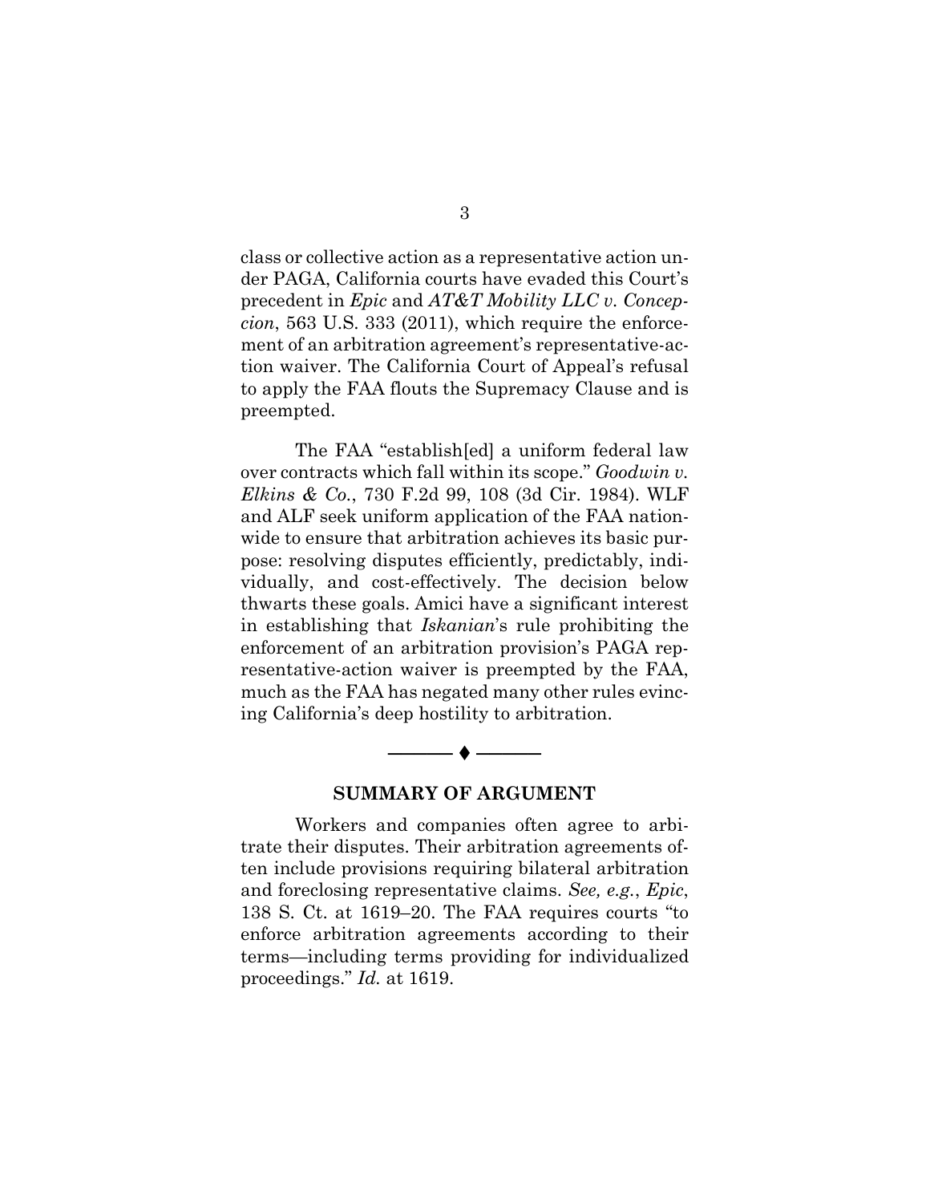class or collective action as a representative action under PAGA, California courts have evaded this Court's precedent in *Epic* and *AT&T Mobility LLC v. Concepcion*, 563 U.S. 333 (2011), which require the enforcement of an arbitration agreement's representative-action waiver. The California Court of Appeal's refusal to apply the FAA flouts the Supremacy Clause and is preempted.

The FAA "establish[ed] a uniform federal law over contracts which fall within its scope." *Goodwin v. Elkins & Co.*, 730 F.2d 99, 108 (3d Cir. 1984). WLF and ALF seek uniform application of the FAA nationwide to ensure that arbitration achieves its basic purpose: resolving disputes efficiently, predictably, individually, and cost-effectively. The decision below thwarts these goals. Amici have a significant interest in establishing that *Iskanian*'s rule prohibiting the enforcement of an arbitration provision's PAGA representative-action waiver is preempted by the FAA, much as the FAA has negated many other rules evincing California's deep hostility to arbitration.

## SUMMARY OF ARGUMENT

Workers and companies often agree to arbitrate their disputes. Their arbitration agreements often include provisions requiring bilateral arbitration and foreclosing representative claims. *See, e.g.*, *Epic*, 138 S. Ct. at 1619–20. The FAA requires courts "to enforce arbitration agreements according to their terms—including terms providing for individualized proceedings." *Id.* at 1619.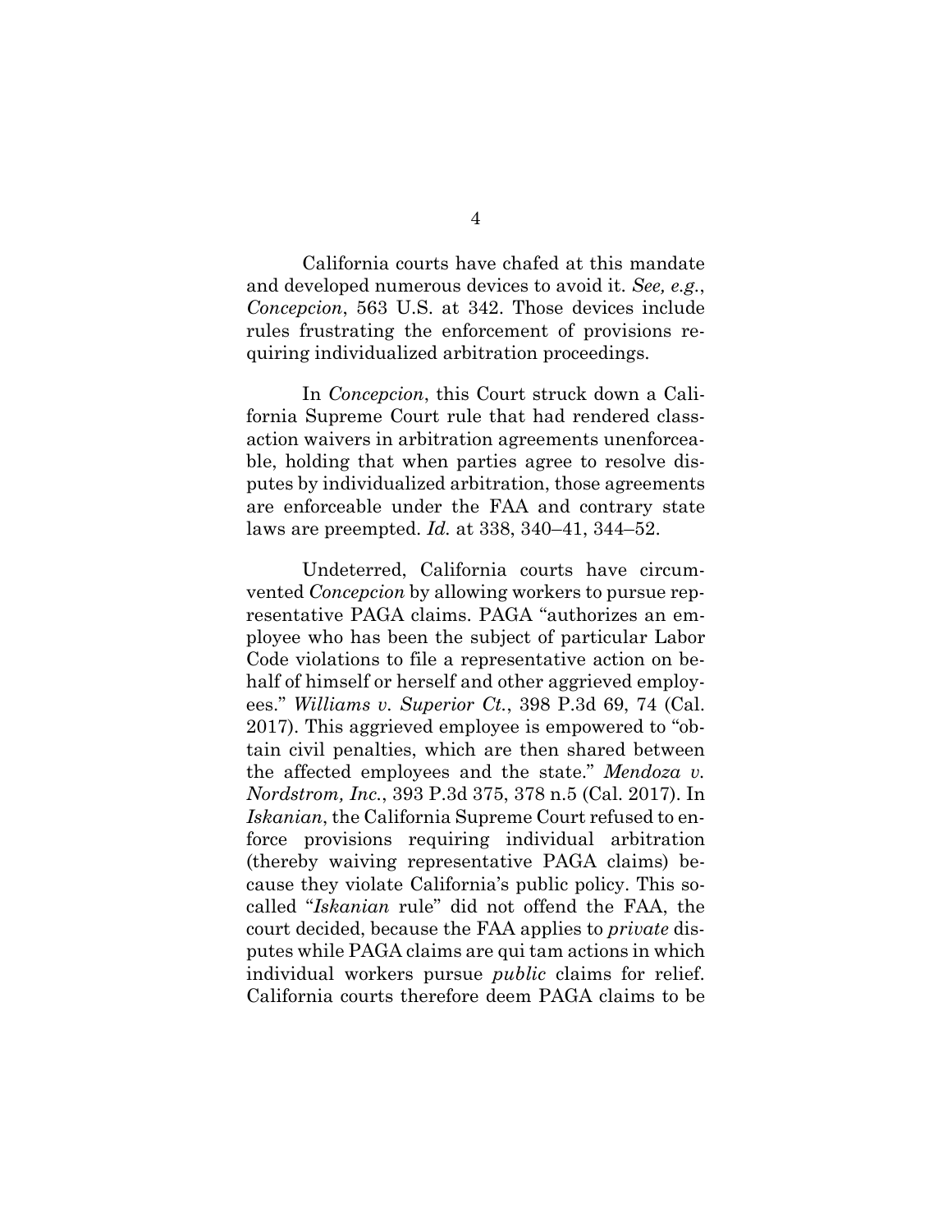California courts have chafed at this mandate and developed numerous devices to avoid it. *See, e.g.*, *Concepcion*, 563 U.S. at 342. Those devices include rules frustrating the enforcement of provisions requiring individualized arbitration proceedings.

In *Concepcion*, this Court struck down a California Supreme Court rule that had rendered class-action waivers in arbitration agreements unenforceable, holding that when parties agree to resolve disputes by individualized arbitration, those agreements are enforceable under the FAA and contrary state laws are preempted. *Id.* at 338, 340–41, 344–52.

Undeterred, California courts have circumvented *Concepcion* by allowing workers to pursue representative PAGA claims. PAGA "authorizes an employee who has been the subject of particular Labor Code violations to file a representative action on behalf of himself or herself and other aggrieved employees." *Williams v. Superior Ct.*, 398 P.3d 69, 74 (Cal. 2017). This aggrieved employee is empowered to "obtain civil penalties, which are then shared between the affected employees and the state." *Mendoza v. Nordstrom, Inc.*, 393 P.3d 375, 378 n.5 (Cal. 2017). In *Iskanian*, the California Supreme Court refused to enforce provisions requiring individual arbitration (thereby waiving representative PAGA claims) because they violate California's public policy. This so-called "*Iskanian* rule" did not offend the FAA, the court decided, because the FAA applies to *private* disputes while PAGA claims are qui tam actions in which individual workers pursue *public* claims for relief. California courts therefore deem PAGA claims to be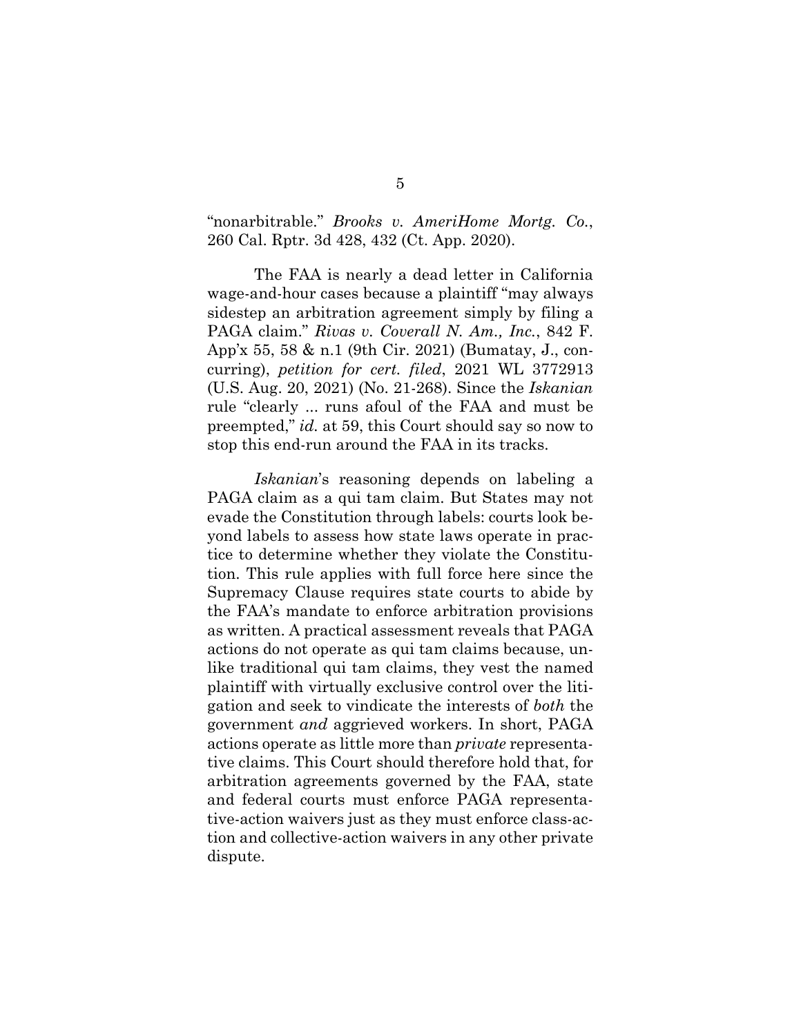"nonarbitrable." *Brooks v. AmeriHome Mortg. Co.*, 260 Cal. Rptr. 3d 428, 432 (Ct. App. 2020).

The FAA is nearly a dead letter in California wage-and-hour cases because a plaintiff "may always sidestep an arbitration agreement simply by filing a PAGA claim." *Rivas v. Coverall N. Am., Inc.*, 842 F. App'x 55, 58 & n.1 (9th Cir. 2021) (Bumatay, J., concurring), *petition for cert. filed*, 2021 WL 3772913 (U.S. Aug. 20, 2021) (No. 21-268). Since the *Iskanian* rule "clearly ... runs afoul of the FAA and must be preempted," *id.* at 59, this Court should say so now to stop this end-run around the FAA in its tracks.

*Iskanian*'s reasoning depends on labeling a PAGA claim as a qui tam claim. But States may not evade the Constitution through labels: courts look beyond labels to assess how state laws operate in practice to determine whether they violate the Constitution. This rule applies with full force here since the Supremacy Clause requires state courts to abide by the FAA's mandate to enforce arbitration provisions as written. A practical assessment reveals that PAGA actions do not operate as qui tam claims because, unlike traditional qui tam claims, they vest the named plaintiff with virtually exclusive control over the litigation and seek to vindicate the interests of *both* the government *and* aggrieved workers. In short, PAGA actions operate as little more than *private* representative claims. This Court should therefore hold that, for arbitration agreements governed by the FAA, state and federal courts must enforce PAGA representative-action waivers just as they must enforce class-action and collective-action waivers in any other private dispute.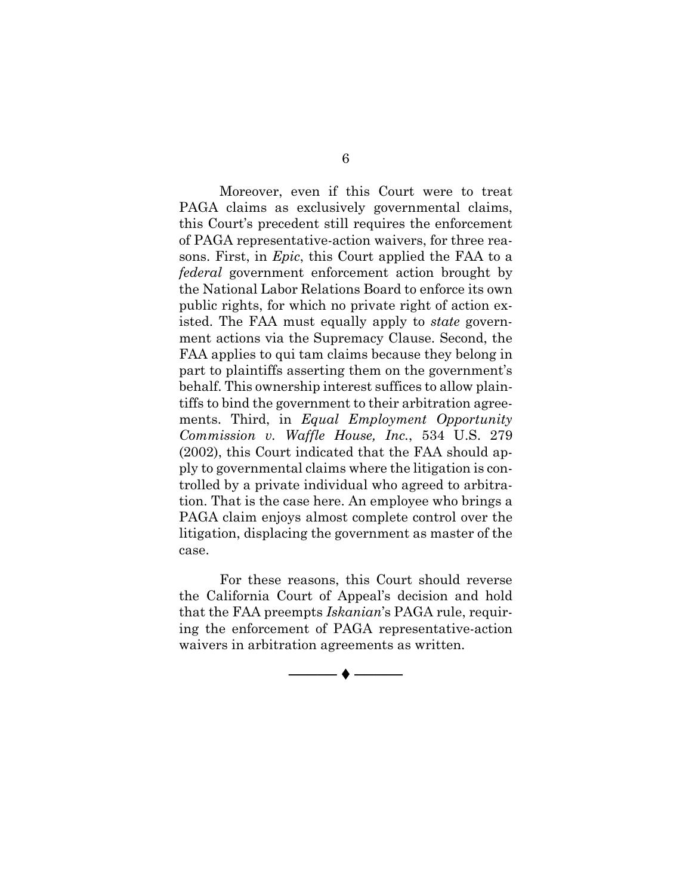Moreover, even if this Court were to treat PAGA claims as exclusively governmental claims, this Court's precedent still requires the enforcement of PAGA representative-action waivers, for three reasons. First, in *Epic*, this Court applied the FAA to a *federal* government enforcement action brought by the National Labor Relations Board to enforce its own public rights, for which no private right of action existed. The FAA must equally apply to *state* government actions via the Supremacy Clause. Second, the FAA applies to qui tam claims because they belong in part to plaintiffs asserting them on the government's behalf. This ownership interest suffices to allow plaintiffs to bind the government to their arbitration agreements. Third, in *Equal Employment Opportunity Commission v. Waffle House, Inc.*, 534 U.S. 279 (2002), this Court indicated that the FAA should apply to governmental claims where the litigation is controlled by a private individual who agreed to arbitration. That is the case here. An employee who brings a PAGA claim enjoys almost complete control over the litigation, displacing the government as master of the case.

For these reasons, this Court should reverse the California Court of Appeal's decision and hold that the FAA preempts *Iskanian*'s PAGA rule, requiring the enforcement of PAGA representative-action waivers in arbitration agreements as written.

———— ♦ ————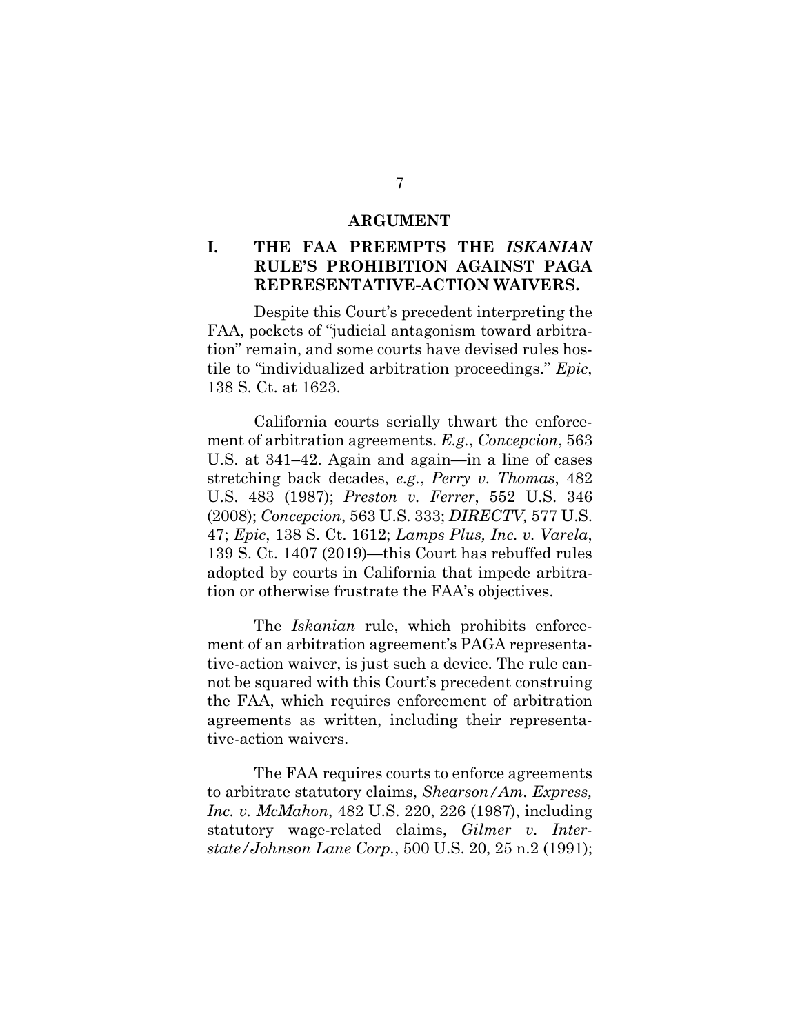# ARGUMENT

## I. THE FAA PREEMPTS THE *ISKANIAN* RULE'S PROHIBITION AGAINST PAGA REPRESENTATIVE-ACTION WAIVERS.

Despite this Court's precedent interpreting the FAA, pockets of "judicial antagonism toward arbitration" remain, and some courts have devised rules hostile to "individualized arbitration proceedings." *Epic*, 138 S. Ct. at 1623.

California courts serially thwart the enforcement of arbitration agreements. *E.g.*, *Concepcion*, 563 U.S. at 341–42. Again and again—in a line of cases stretching back decades, *e.g.*, *Perry v. Thomas*, 482 U.S. 483 (1987); *Preston v. Ferrer*, 552 U.S. 346 (2008); *Concepcion*, 563 U.S. 333; *DIRECTV,* 577 U.S. 47; *Epic*, 138 S. Ct. 1612; *Lamps Plus, Inc. v. Varela*, 139 S. Ct. 1407 (2019)—this Court has rebuffed rules adopted by courts in California that impede arbitration or otherwise frustrate the FAA's objectives.

The *Iskanian* rule, which prohibits enforcement of an arbitration agreement's PAGA representative-action waiver, is just such a device. The rule cannot be squared with this Court's precedent construing the FAA, which requires enforcement of arbitration agreements as written, including their representative-action waivers.

The FAA requires courts to enforce agreements to arbitrate statutory claims, *Shearson/Am. Express, Inc. v. McMahon*, 482 U.S. 220, 226 (1987), including statutory wage-related claims, *Gilmer v. Interstate/Johnson Lane Corp.*, 500 U.S. 20, 25 n.2 (1991);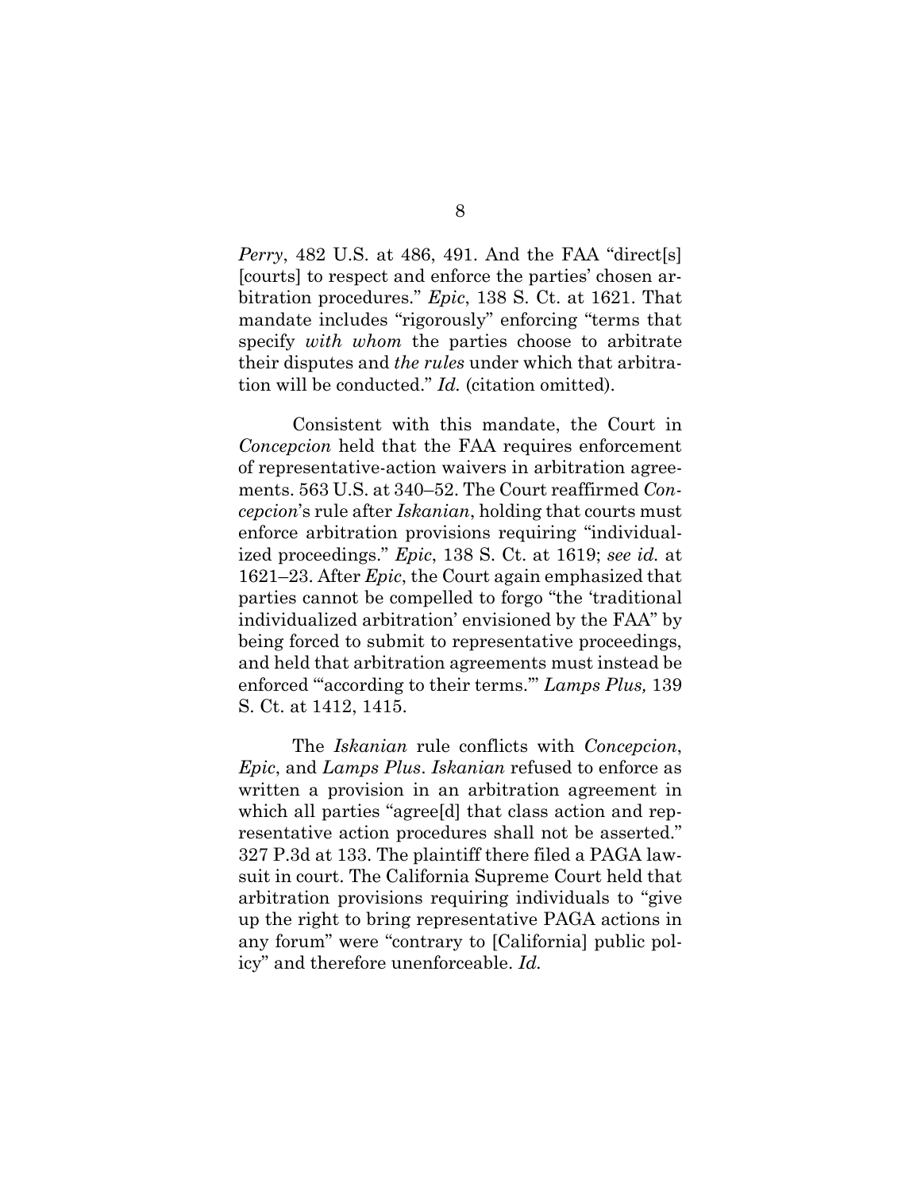*Perry*, 482 U.S. at 486, 491. And the FAA "direct[s] [courts] to respect and enforce the parties' chosen arbitration procedures." *Epic*, 138 S. Ct. at 1621. That mandate includes "rigorously" enforcing "terms that specify *with whom* the parties choose to arbitrate their disputes and *the rules* under which that arbitration will be conducted." *Id.* (citation omitted).

Consistent with this mandate, the Court in *Concepcion* held that the FAA requires enforcement of representative-action waivers in arbitration agreements. 563 U.S. at 340–52. The Court reaffirmed *Concepcion*'s rule after *Iskanian*, holding that courts must enforce arbitration provisions requiring "individualized proceedings." *Epic*, 138 S. Ct. at 1619; *see id.* at 1621–23. After *Epic*, the Court again emphasized that parties cannot be compelled to forgo "the 'traditional individualized arbitration' envisioned by the FAA" by being forced to submit to representative proceedings, and held that arbitration agreements must instead be enforced "'according to their terms.'" *Lamps Plus,* 139 S. Ct. at 1412, 1415.

The *Iskanian* rule conflicts with *Concepcion*, *Epic*, and *Lamps Plus*. *Iskanian* refused to enforce as written a provision in an arbitration agreement in which all parties "agree[d] that class action and representative action procedures shall not be asserted." 327 P.3d at 133. The plaintiff there filed a PAGA lawsuit in court. The California Supreme Court held that arbitration provisions requiring individuals to "give up the right to bring representative PAGA actions in any forum" were "contrary to [California] public policy" and therefore unenforceable. *Id.*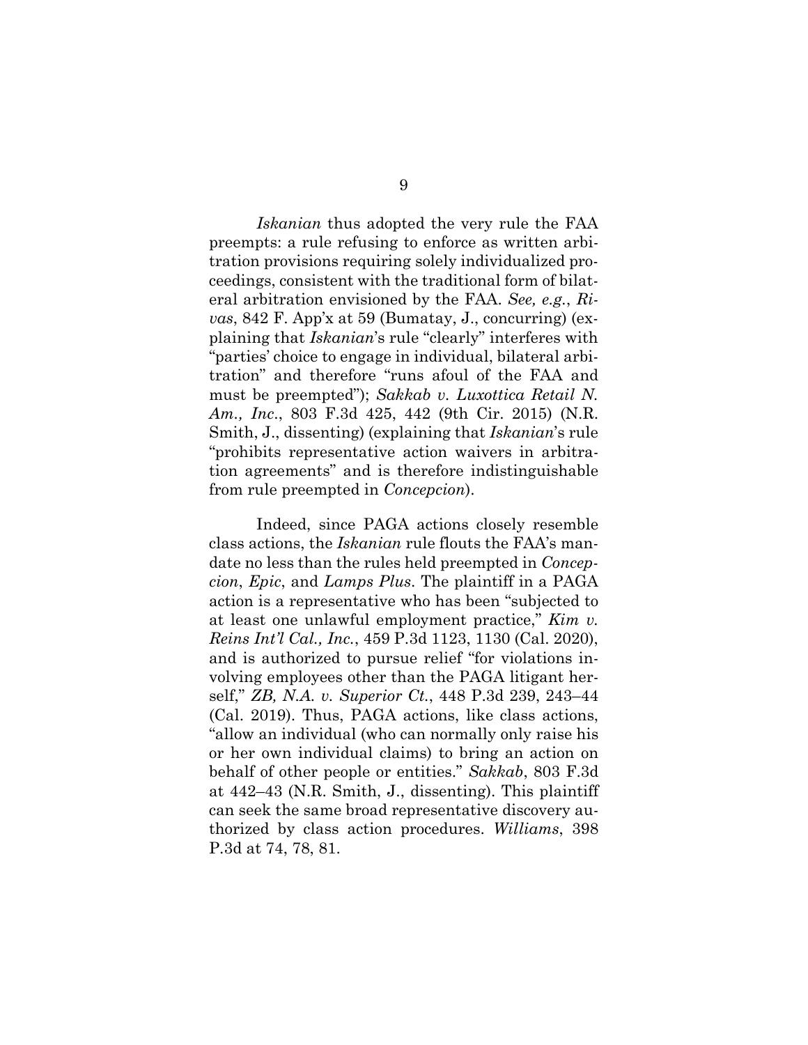*Iskanian* thus adopted the very rule the FAA preempts: a rule refusing to enforce as written arbitration provisions requiring solely individualized proceedings, consistent with the traditional form of bilateral arbitration envisioned by the FAA. *See, e.g.*, *Rivas*, 842 F. App'x at 59 (Bumatay, J., concurring) (explaining that *Iskanian*'s rule "clearly" interferes with "parties' choice to engage in individual, bilateral arbitration" and therefore "runs afoul of the FAA and must be preempted"); *Sakkab v. Luxottica Retail N. Am., Inc.*, 803 F.3d 425, 442 (9th Cir. 2015) (N.R. Smith, J., dissenting) (explaining that *Iskanian*'s rule "prohibits representative action waivers in arbitration agreements" and is therefore indistinguishable from rule preempted in *Concepcion*).

Indeed, since PAGA actions closely resemble class actions, the *Iskanian* rule flouts the FAA's mandate no less than the rules held preempted in *Concepcion*, *Epic*, and *Lamps Plus*. The plaintiff in a PAGA action is a representative who has been "subjected to at least one unlawful employment practice," *Kim v. Reins Int'l Cal., Inc.*, 459 P.3d 1123, 1130 (Cal. 2020), and is authorized to pursue relief "for violations involving employees other than the PAGA litigant herself," *ZB, N.A. v. Superior Ct.*, 448 P.3d 239, 243–44 (Cal. 2019). Thus, PAGA actions, like class actions, "allow an individual (who can normally only raise his or her own individual claims) to bring an action on behalf of other people or entities." *Sakkab*, 803 F.3d at 442–43 (N.R. Smith, J., dissenting). This plaintiff can seek the same broad representative discovery authorized by class action procedures. *Williams*, 398 P.3d at 74, 78, 81.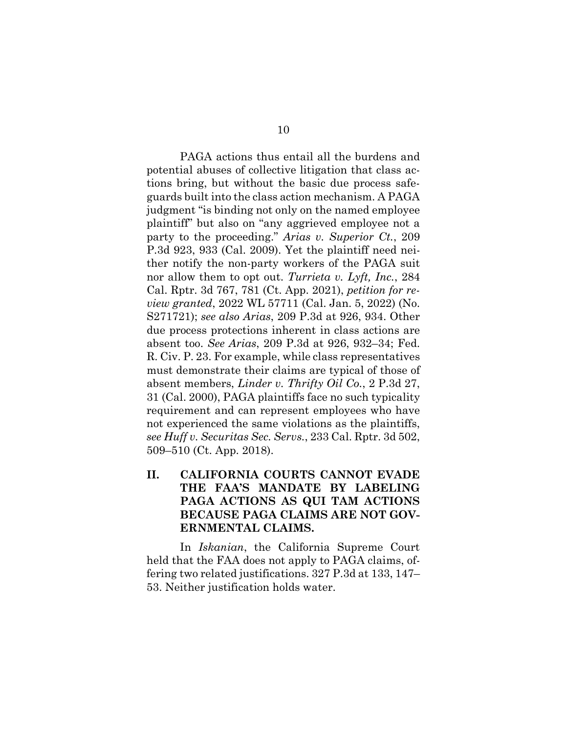PAGA actions thus entail all the burdens and potential abuses of collective litigation that class actions bring, but without the basic due process safeguards built into the class action mechanism. A PAGA judgment "is binding not only on the named employee plaintiff" but also on "any aggrieved employee not a party to the proceeding." *Arias v. Superior Ct.*, 209 P.3d 923, 933 (Cal. 2009). Yet the plaintiff need neither notify the non-party workers of the PAGA suit nor allow them to opt out. *Turrieta v. Lyft, Inc.*, 284 Cal. Rptr. 3d 767, 781 (Ct. App. 2021), *petition for review granted*, 2022 WL 57711 (Cal. Jan. 5, 2022) (No. S271721); *see also Arias*, 209 P.3d at 926, 934. Other due process protections inherent in class actions are absent too. *See Arias*, 209 P.3d at 926, 932–34; Fed. R. Civ. P. 23. For example, while class representatives must demonstrate their claims are typical of those of absent members, *Linder v. Thrifty Oil Co.*, 2 P.3d 27, 31 (Cal. 2000), PAGA plaintiffs face no such typicality requirement and can represent employees who have not experienced the same violations as the plaintiffs, *see Huff v. Securitas Sec. Servs.*, 233 Cal. Rptr. 3d 502, 509–510 (Ct. App. 2018).

## II. CALIFORNIA COURTS CANNOT EVADE THE FAA'S MANDATE BY LABELING PAGA ACTIONS AS QUI TAM ACTIONS BECAUSE PAGA CLAIMS ARE NOT GOVERNMENTAL CLAIMS.

In *Iskanian*, the California Supreme Court held that the FAA does not apply to PAGA claims, offering two related justifications. 327 P.3d at 133, 147–53. Neither justification holds water.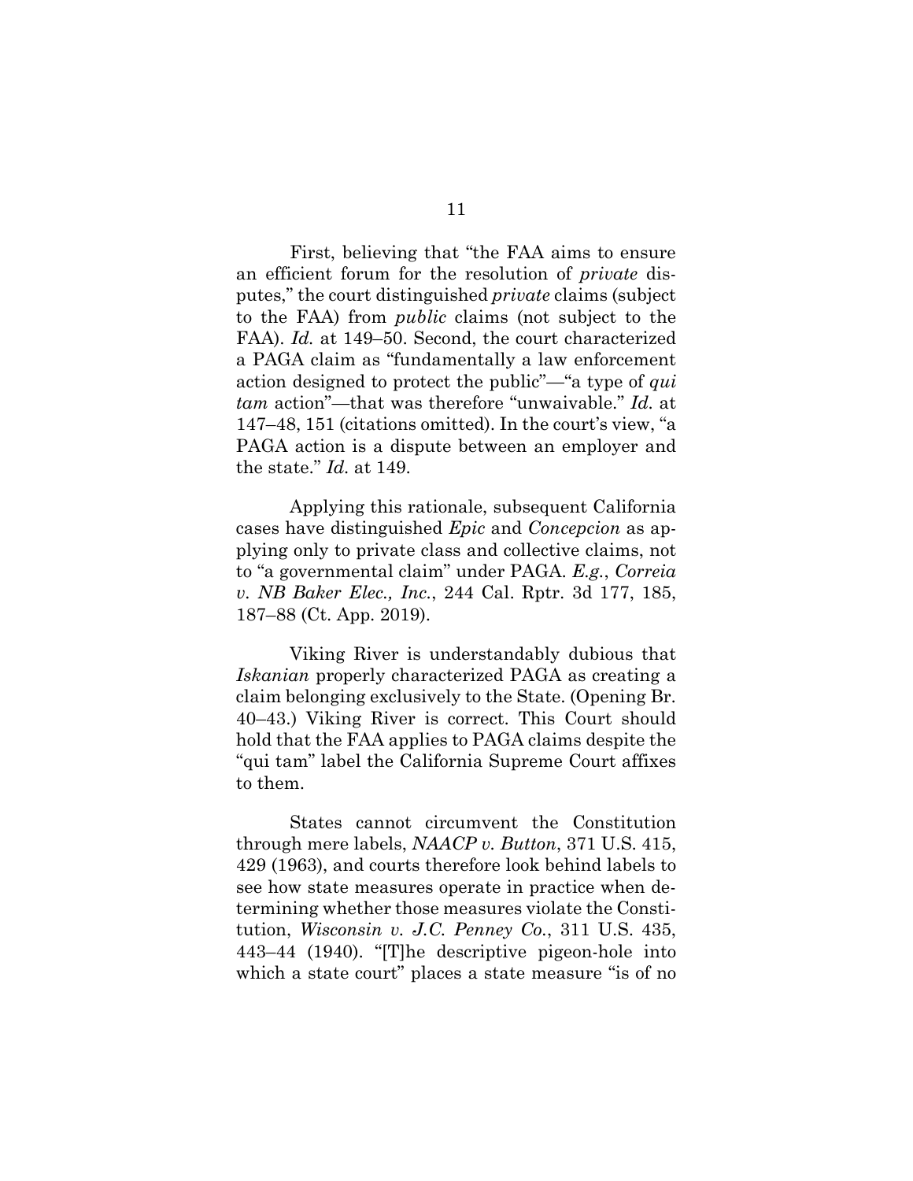First, believing that "the FAA aims to ensure an efficient forum for the resolution of *private* disputes," the court distinguished *private* claims (subject to the FAA) from *public* claims (not subject to the FAA). *Id.* at 149–50. Second, the court characterized a PAGA claim as "fundamentally a law enforcement action designed to protect the public"—"a type of *qui tam* action"—that was therefore "unwaivable." *Id.* at 147–48, 151 (citations omitted). In the court's view, "a PAGA action is a dispute between an employer and the state." *Id.* at 149.

Applying this rationale, subsequent California cases have distinguished *Epic* and *Concepcion* as applying only to private class and collective claims, not to "a governmental claim" under PAGA. *E.g.*, *Correia v. NB Baker Elec., Inc.*, 244 Cal. Rptr. 3d 177, 185, 187–88 (Ct. App. 2019).

Viking River is understandably dubious that *Iskanian* properly characterized PAGA as creating a claim belonging exclusively to the State. (Opening Br. 40–43.) Viking River is correct. This Court should hold that the FAA applies to PAGA claims despite the "qui tam" label the California Supreme Court affixes to them.

States cannot circumvent the Constitution through mere labels, *NAACP v. Button*, 371 U.S. 415, 429 (1963), and courts therefore look behind labels to see how state measures operate in practice when determining whether those measures violate the Constitution, *Wisconsin v. J.C. Penney Co.*, 311 U.S. 435, 443–44 (1940). "[T]he descriptive pigeon-hole into which a state court" places a state measure "is of no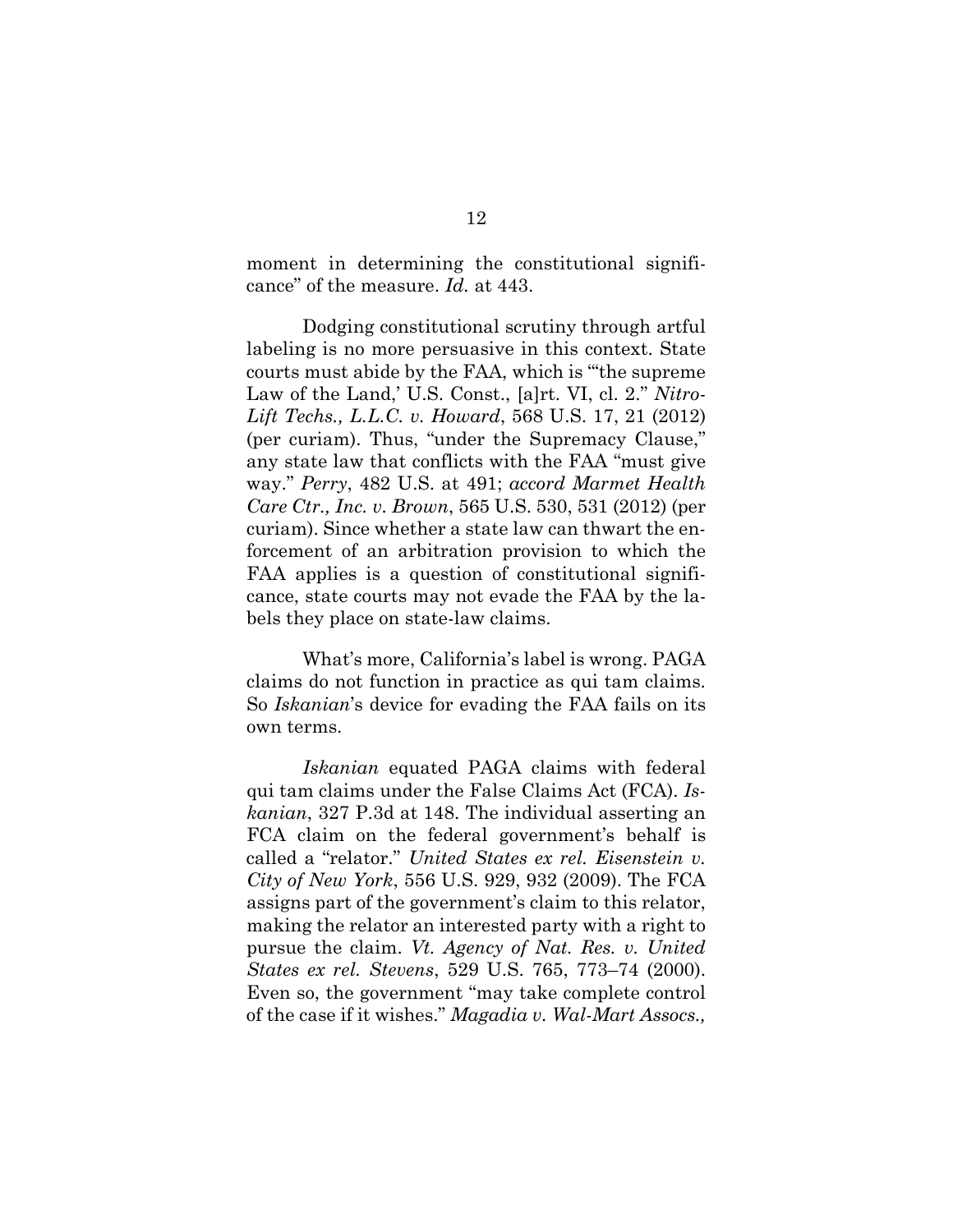moment in determining the constitutional significance" of the measure. *Id.* at 443.

Dodging constitutional scrutiny through artful labeling is no more persuasive in this context. State courts must abide by the FAA, which is "'the supreme Law of the Land,' U.S. Const., [a]rt. VI, cl. 2." *Nitro-Lift Techs., L.L.C. v. Howard*, 568 U.S. 17, 21 (2012) (per curiam). Thus, "under the Supremacy Clause," any state law that conflicts with the FAA "must give way." *Perry*, 482 U.S. at 491; *accord Marmet Health Care Ctr., Inc. v. Brown*, 565 U.S. 530, 531 (2012) (per curiam). Since whether a state law can thwart the enforcement of an arbitration provision to which the FAA applies is a question of constitutional significance, state courts may not evade the FAA by the labels they place on state-law claims.

What's more, California's label is wrong. PAGA claims do not function in practice as qui tam claims. So *Iskanian*'s device for evading the FAA fails on its own terms.

*Iskanian* equated PAGA claims with federal qui tam claims under the False Claims Act (FCA). *Iskanian*, 327 P.3d at 148. The individual asserting an FCA claim on the federal government's behalf is called a "relator." *United States ex rel. Eisenstein v. City of New York*, 556 U.S. 929, 932 (2009). The FCA assigns part of the government's claim to this relator, making the relator an interested party with a right to pursue the claim. *Vt. Agency of Nat. Res. v. United States ex rel. Stevens*, 529 U.S. 765, 773–74 (2000). Even so, the government "may take complete control of the case if it wishes." *Magadia v. Wal-Mart Assocs.,*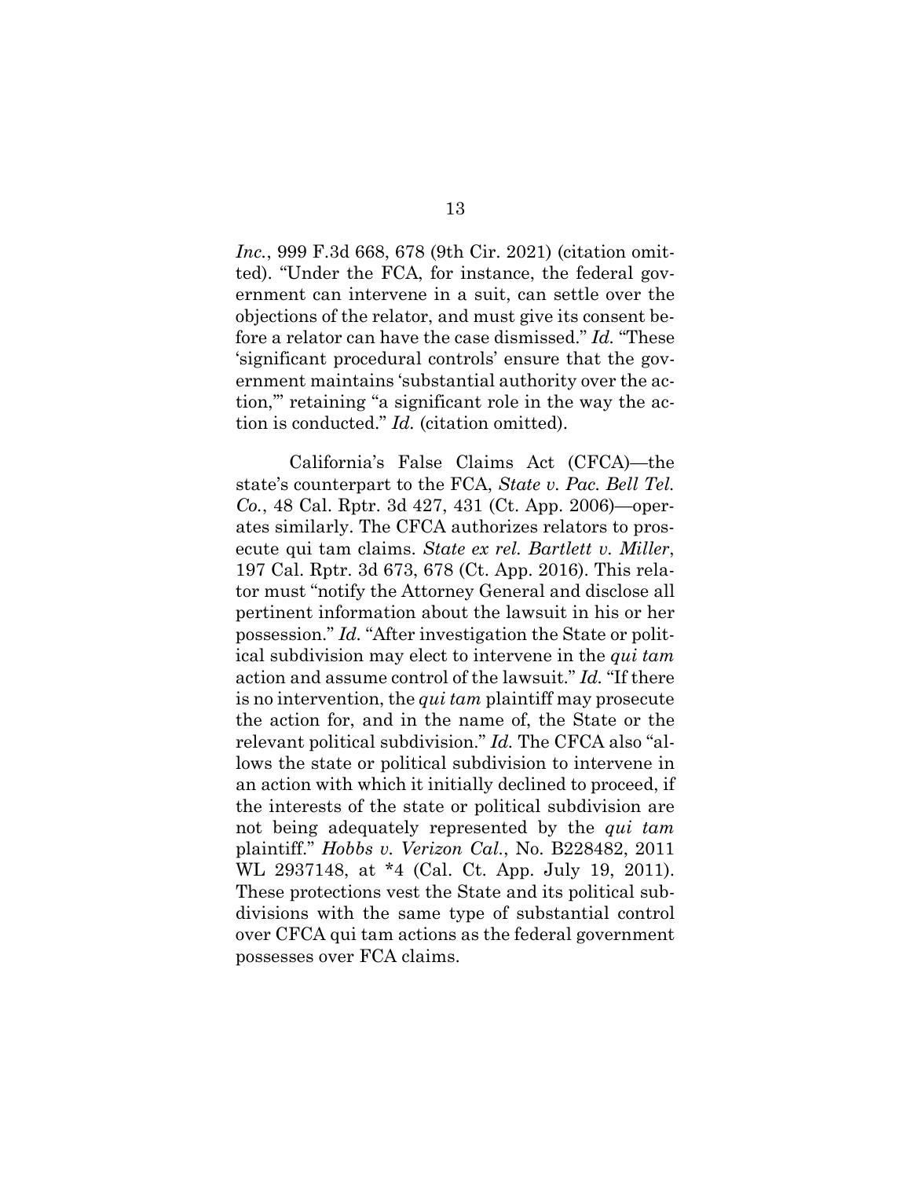*Inc.*, 999 F.3d 668, 678 (9th Cir. 2021) (citation omitted). "Under the FCA, for instance, the federal government can intervene in a suit, can settle over the objections of the relator, and must give its consent before a relator can have the case dismissed." *Id.* "These 'significant procedural controls' ensure that the government maintains 'substantial authority over the action,'" retaining "a significant role in the way the action is conducted." *Id.* (citation omitted).

California's False Claims Act (CFCA)—the state's counterpart to the FCA, *State v. Pac. Bell Tel. Co.*, 48 Cal. Rptr. 3d 427, 431 (Ct. App. 2006)—operates similarly. The CFCA authorizes relators to prosecute qui tam claims. *State ex rel. Bartlett v. Miller*, 197 Cal. Rptr. 3d 673, 678 (Ct. App. 2016). This relator must "notify the Attorney General and disclose all pertinent information about the lawsuit in his or her possession." *Id.* "After investigation the State or political subdivision may elect to intervene in the *qui tam* action and assume control of the lawsuit." *Id.* "If there is no intervention, the *qui tam* plaintiff may prosecute the action for, and in the name of, the State or the relevant political subdivision." *Id.* The CFCA also "allows the state or political subdivision to intervene in an action with which it initially declined to proceed, if the interests of the state or political subdivision are not being adequately represented by the *qui tam* plaintiff." *Hobbs v. Verizon Cal.*, No. B228482, 2011 WL 2937148, at *4 (Cal. Ct. App. July 19, 2011). These protections vest the State and its political subdivisions with the same type of substantial control over CFCA qui tam actions as the federal government possesses over FCA claims.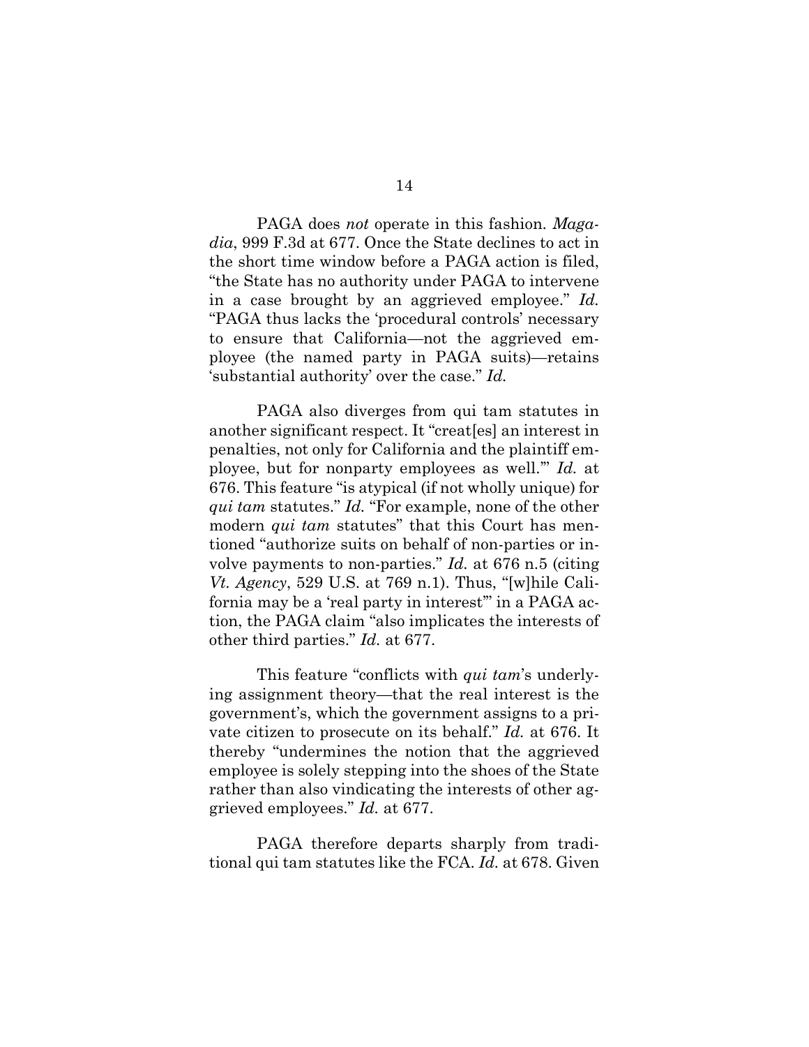PAGA does *not* operate in this fashion. *Magadia*, 999 F.3d at 677. Once the State declines to act in the short time window before a PAGA action is filed, "the State has no authority under PAGA to intervene in a case brought by an aggrieved employee." *Id.* "PAGA thus lacks the 'procedural controls' necessary to ensure that California—not the aggrieved employee (the named party in PAGA suits)—retains 'substantial authority' over the case." *Id.*

PAGA also diverges from qui tam statutes in another significant respect. It "creat[es] an interest in penalties, not only for California and the plaintiff employee, but for nonparty employees as well.'" *Id.* at 676. This feature "is atypical (if not wholly unique) for *qui tam* statutes." *Id.* "For example, none of the other modern *qui tam* statutes" that this Court has mentioned "authorize suits on behalf of non-parties or involve payments to non-parties." *Id.* at 676 n.5 (citing *Vt. Agency*, 529 U.S. at 769 n.1). Thus, "[w]hile California may be a 'real party in interest'" in a PAGA action, the PAGA claim "also implicates the interests of other third parties." *Id.* at 677.

This feature "conflicts with *qui tam*'s underlying assignment theory—that the real interest is the government's, which the government assigns to a private citizen to prosecute on its behalf." *Id.* at 676. It thereby "undermines the notion that the aggrieved employee is solely stepping into the shoes of the State rather than also vindicating the interests of other aggrieved employees." *Id.* at 677.

PAGA therefore departs sharply from traditional qui tam statutes like the FCA. *Id.* at 678. Given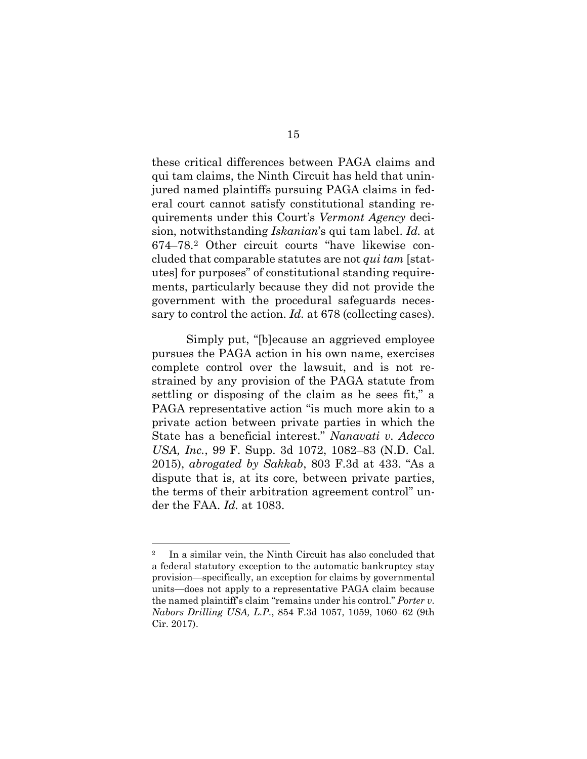these critical differences between PAGA claims and qui tam claims, the Ninth Circuit has held that uninjured named plaintiffs pursuing PAGA claims in federal court cannot satisfy constitutional standing requirements under this Court's *Vermont Agency* decision, notwithstanding *Iskanian*'s qui tam label. *Id.* at 674–78.[2] Other circuit courts "have likewise concluded that comparable statutes are not *qui tam* [statutes] for purposes" of constitutional standing requirements, particularly because they did not provide the government with the procedural safeguards necessary to control the action. *Id.* at 678 (collecting cases).

Simply put, "[b]ecause an aggrieved employee pursues the PAGA action in his own name, exercises complete control over the lawsuit, and is not restrained by any provision of the PAGA statute from settling or disposing of the claim as he sees fit," a PAGA representative action "is much more akin to a private action between private parties in which the State has a beneficial interest." *Nanavati v. Adecco USA, Inc.*, 99 F. Supp. 3d 1072, 1082–83 (N.D. Cal. 2015), *abrogated by Sakkab*, 803 F.3d at 433. "As a dispute that is, at its core, between private parties, the terms of their arbitration agreement control" under the FAA. *Id.* at 1083.

---

[2] In a similar vein, the Ninth Circuit has also concluded that a federal statutory exception to the automatic bankruptcy stay provision—specifically, an exception for claims by governmental units—does not apply to a representative PAGA claim because the named plaintiff's claim "remains under his control." *Porter v. Nabors Drilling USA, L.P.*, 854 F.3d 1057, 1059, 1060–62 (9th Cir. 2017).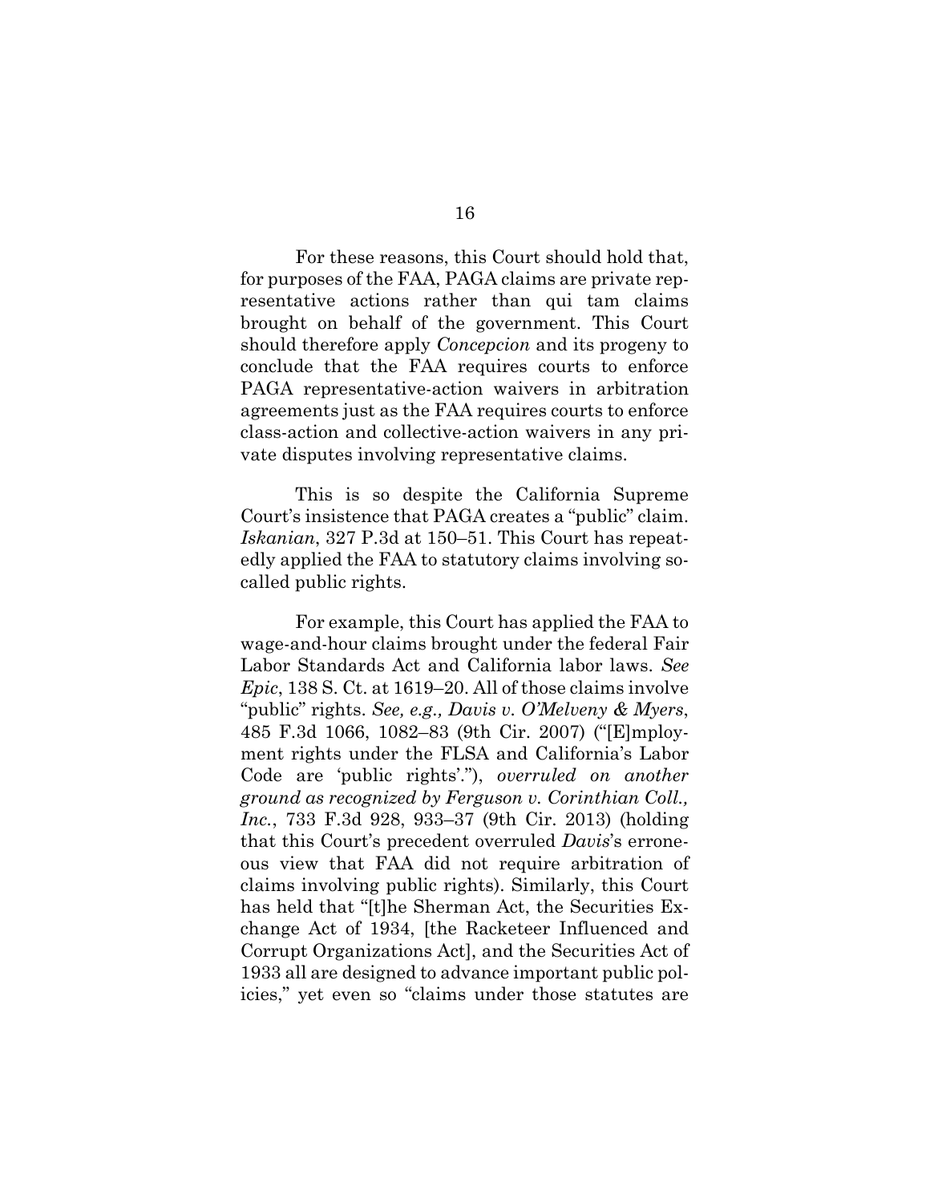For these reasons, this Court should hold that, for purposes of the FAA, PAGA claims are private representative actions rather than qui tam claims brought on behalf of the government. This Court should therefore apply *Concepcion* and its progeny to conclude that the FAA requires courts to enforce PAGA representative-action waivers in arbitration agreements just as the FAA requires courts to enforce class-action and collective-action waivers in any private disputes involving representative claims.

This is so despite the California Supreme Court's insistence that PAGA creates a "public" claim. *Iskanian*, 327 P.3d at 150–51. This Court has repeatedly applied the FAA to statutory claims involving so-called public rights.

For example, this Court has applied the FAA to wage-and-hour claims brought under the federal Fair Labor Standards Act and California labor laws. *See Epic*, 138 S. Ct. at 1619–20. All of those claims involve "public" rights. *See, e.g., Davis v. O'Melveny & Myers*, 485 F.3d 1066, 1082–83 (9th Cir. 2007) ("[E]mployment rights under the FLSA and California's Labor Code are 'public rights'."), *overruled on another ground as recognized by Ferguson v. Corinthian Coll., Inc.*, 733 F.3d 928, 933–37 (9th Cir. 2013) (holding that this Court's precedent overruled *Davis*'s erroneous view that FAA did not require arbitration of claims involving public rights). Similarly, this Court has held that "[t]he Sherman Act, the Securities Exchange Act of 1934, [the Racketeer Influenced and Corrupt Organizations Act], and the Securities Act of 1933 all are designed to advance important public policies," yet even so "claims under those statutes are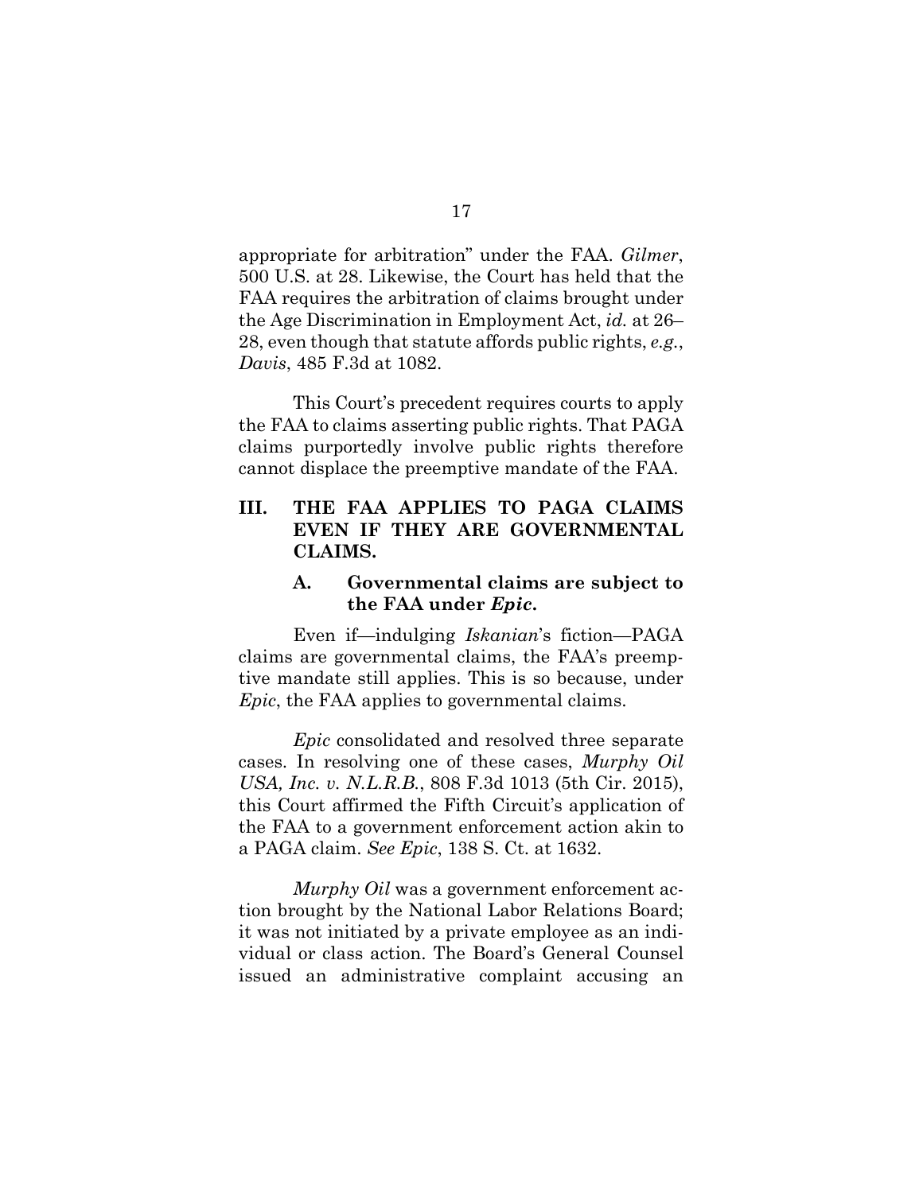appropriate for arbitration" under the FAA. *Gilmer*, 500 U.S. at 28. Likewise, the Court has held that the FAA requires the arbitration of claims brought under the Age Discrimination in Employment Act, *id.* at 26–28, even though that statute affords public rights, *e.g.*, *Davis*, 485 F.3d at 1082.

This Court's precedent requires courts to apply the FAA to claims asserting public rights. That PAGA claims purportedly involve public rights therefore cannot displace the preemptive mandate of the FAA.

## III. THE FAA APPLIES TO PAGA CLAIMS EVEN IF THEY ARE GOVERNMENTAL CLAIMS.

### A. Governmental claims are subject to the FAA under *Epic*.

Even if—indulging *Iskanian*'s fiction—PAGA claims are governmental claims, the FAA's preemptive mandate still applies. This is so because, under *Epic*, the FAA applies to governmental claims.

*Epic* consolidated and resolved three separate cases. In resolving one of these cases, *Murphy Oil USA, Inc. v. N.L.R.B.*, 808 F.3d 1013 (5th Cir. 2015), this Court affirmed the Fifth Circuit application of the FAA to a government enforcement action akin to a PAGA claim. *See Epic*, 138 S. Ct. at 1632.

*Murphy Oil* was a government enforcement action brought by the National Labor Relations Board; it was not initiated by a private employee as an individual or class action. The Board's General Counsel issued an administrative complaint accusing an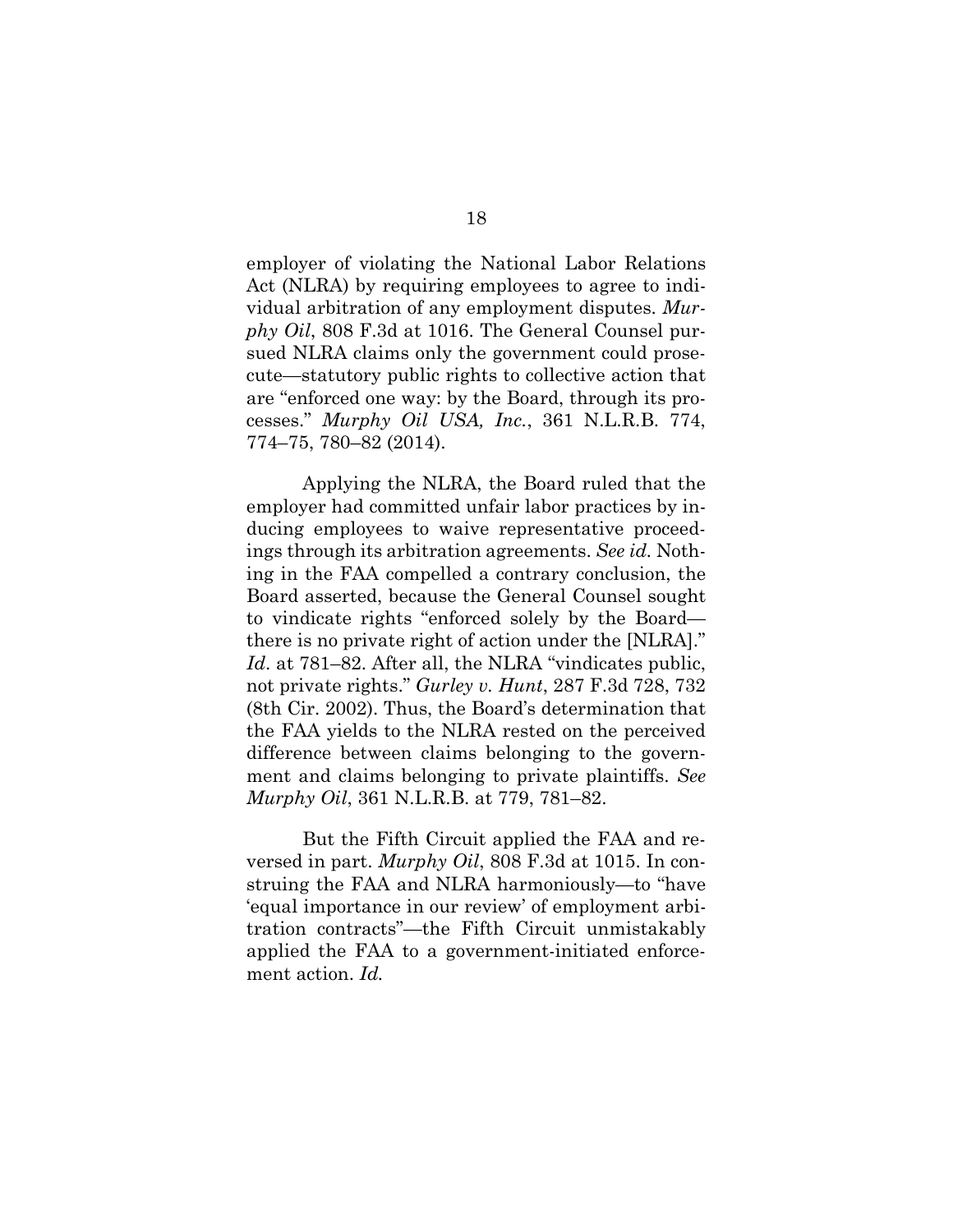employer of violating the National Labor Relations Act (NLRA) by requiring employees to agree to individual arbitration of any employment disputes. *Murphy Oil*, 808 F.3d at 1016. The General Counsel pursued NLRA claims only the government could prosecute—statutory public rights to collective action that are "enforced one way: by the Board, through its processes." *Murphy Oil USA, Inc.*, 361 N.L.R.B. 774, 774–75, 780–82 (2014).

Applying the NLRA, the Board ruled that the employer had committed unfair labor practices by inducing employees to waive representative proceedings through its arbitration agreements. *See id.* Nothing in the FAA compelled a contrary conclusion, the Board asserted, because the General Counsel sought to vindicate rights "enforced solely by the Board—there is no private right of action under the [NLRA]." *Id*. at 781–82. After all, the NLRA "vindicates public, not private rights." *Gurley v. Hunt*, 287 F.3d 728, 732 (8th Cir. 2002). Thus, the Board's determination that the FAA yields to the NLRA rested on the perceived difference between claims belonging to the government and claims belonging to private plaintiffs. *See Murphy Oil*, 361 N.L.R.B. at 779, 781–82.

But the Fifth Circuit applied the FAA and reversed in part. *Murphy Oil*, 808 F.3d at 1015. In construing the FAA and NLRA harmoniously—to "have 'equal importance in our review' of employment arbitration contracts"—the Fifth Circuit unmistakably applied the FAA to a government-initiated enforcement action. *Id.*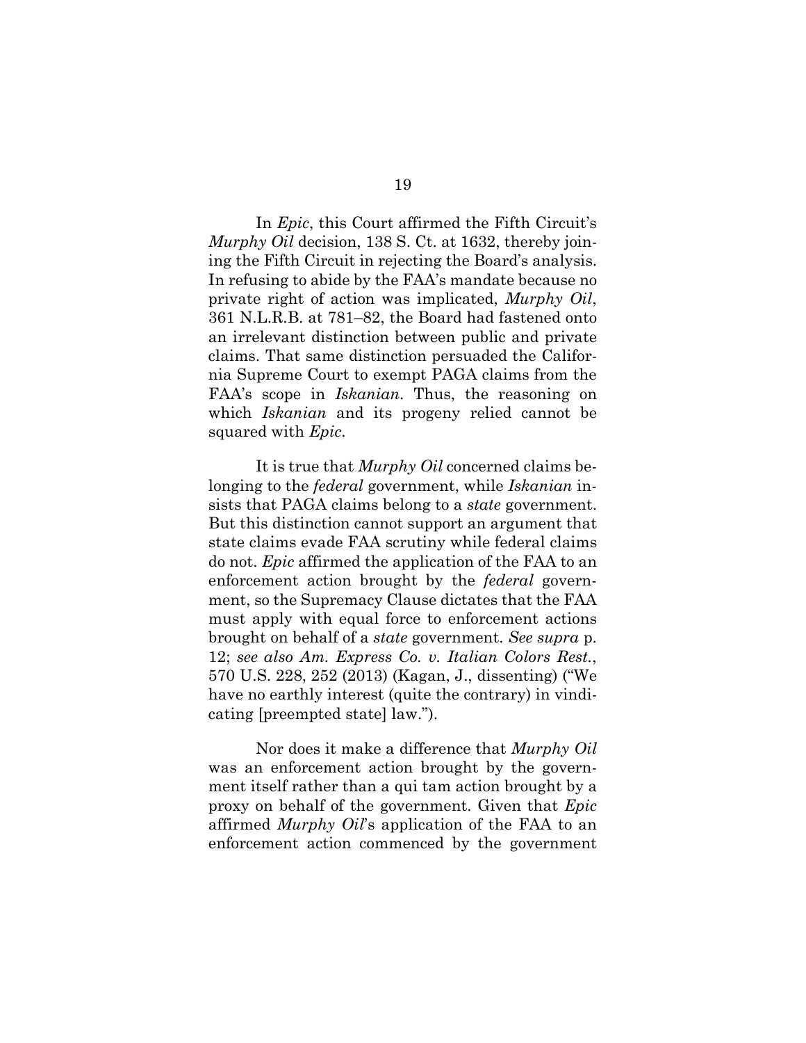In *Epic*, this Court affirmed the Fifth Circuit's *Murphy Oil* decision, 138 S. Ct. at 1632, thereby joining the Fifth Circuit in rejecting the Board's analysis. In refusing to abide by the FAA's mandate because no private right of action was implicated, *Murphy Oil*, 361 N.L.R.B. at 781–82, the Board had fastened onto an irrelevant distinction between public and private claims. That same distinction persuaded the California Supreme Court to exempt PAGA claims from the FAA's scope in *Iskanian*. Thus, the reasoning on which *Iskanian* and its progeny relied cannot be squared with *Epic*.

It is true that *Murphy Oil* concerned claims belonging to the *federal* government, while *Iskanian* insists that PAGA claims belong to a *state* government. But this distinction cannot support an argument that state claims evade FAA scrutiny while federal claims do not. *Epic* affirmed the application of the FAA to an enforcement action brought by the *federal* government, so the Supremacy Clause dictates that the FAA must apply with equal force to enforcement actions brought on behalf of a *state* government. *See supra* p. 12; *see also Am. Express Co. v. Italian Colors Rest.*, 570 U.S. 228, 252 (2013) (Kagan, J., dissenting) ("We have no earthly interest (quite the contrary) in vindicating [preempted state] law.").

Nor does it make a difference that *Murphy Oil* was an enforcement action brought by the government itself rather than a qui tam action brought by a proxy on behalf of the government. Given that *Epic* affirmed *Murphy Oil*'s application of the FAA to an enforcement action commenced by the government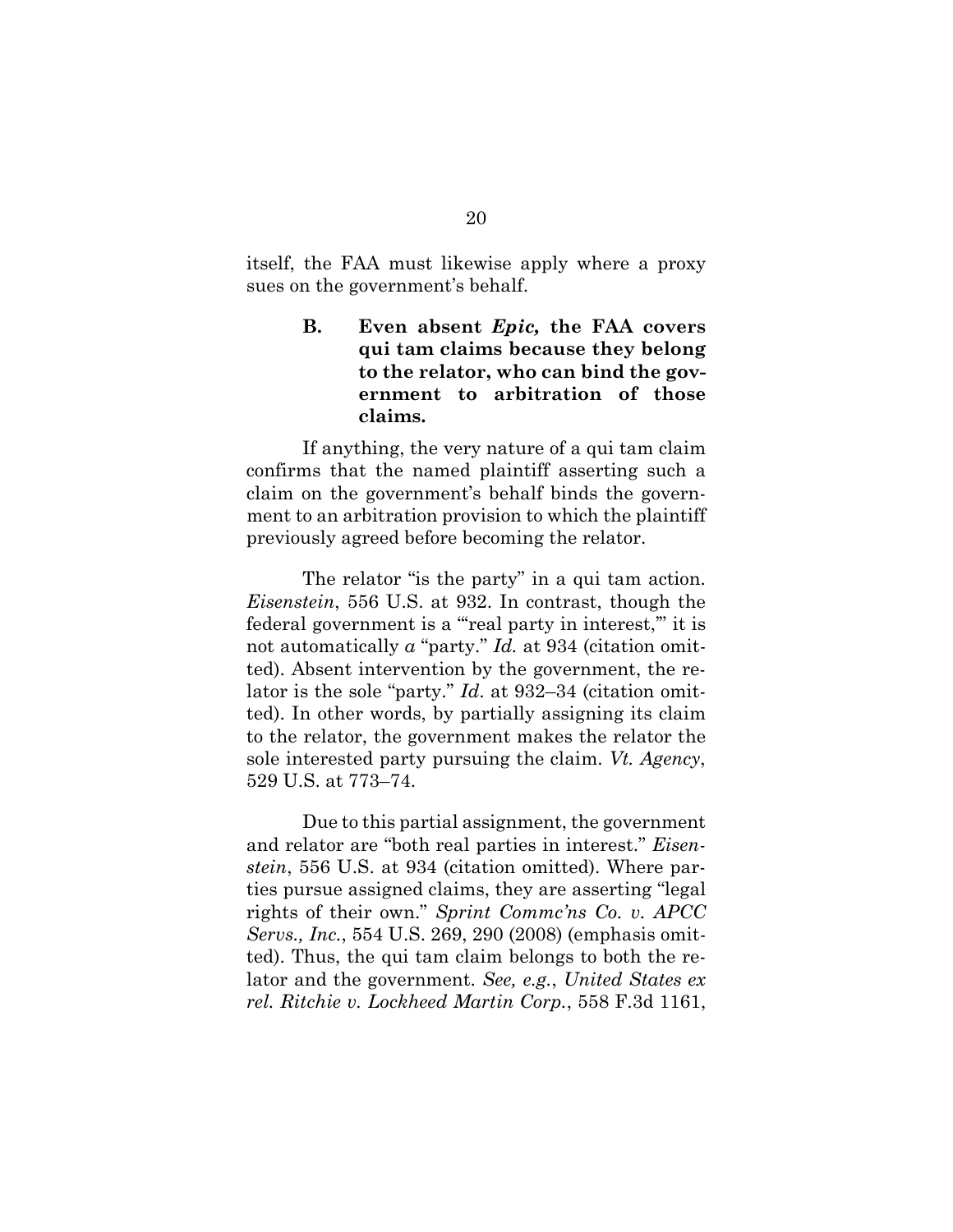itself, the FAA must likewise apply where a proxy sues on the government's behalf.

### B. Even absent *Epic,* the FAA covers qui tam claims because they belong to the relator, who can bind the government to arbitration of those claims.

If anything, the very nature of a qui tam claim confirms that the named plaintiff asserting such a claim on the government's behalf binds the government to an arbitration provision to which the plaintiff previously agreed before becoming the relator.

The relator "is the party" in a qui tam action. *Eisenstein*, 556 U.S. at 932. In contrast, though the federal government is a "'real party in interest,'" it is not automatically *a* "party." *Id.* at 934 (citation omitted). Absent intervention by the government, the relator is the sole "party." *Id*. at 932–34 (citation omitted). In other words, by partially assigning its claim to the relator, the government makes the relator the sole interested party pursuing the claim. *Vt. Agency*, 529 U.S. at 773–74.

Due to this partial assignment, the government and relator are "both real parties in interest." *Eisenstein*, 556 U.S. at 934 (citation omitted). Where parties pursue assigned claims, they are asserting "legal rights of their own." *Sprint Commc'ns Co. v. APCC Servs., Inc.*, 554 U.S. 269, 290 (2008) (emphasis omitted). Thus, the qui tam claim belongs to both the relator and the government. *See, e.g.*, *United States ex rel. Ritchie v. Lockheed Martin Corp.*, 558 F.3d 1161,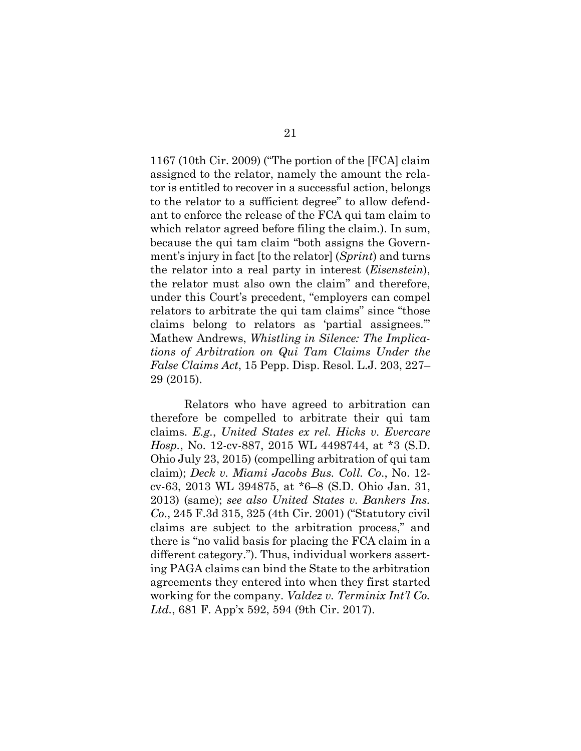1167 (10th Cir. 2009) ("The portion of the [FCA] claim assigned to the relator, namely the amount the relator is entitled to recover in a successful action, belongs to the relator to a sufficient degree" to allow defendant to enforce the release of the FCA qui tam claim to which relator agreed before filing the claim.). In sum, because the qui tam claim "both assigns the Government's injury in fact [to the relator] (*Sprint*) and turns the relator into a real party in interest (*Eisenstein*), the relator must also own the claim" and therefore, under this Court's precedent, "employers can compel relators to arbitrate the qui tam claims" since "those claims belong to relators as 'partial assignees.'" Mathew Andrews, *Whistling in Silence: The Implications of Arbitration on Qui Tam Claims Under the False Claims Act*, 15 Pepp. Disp. Resol. L.J. 203, 227–29 (2015).

Relators who have agreed to arbitration can therefore be compelled to arbitrate their qui tam claims. *E.g.*, *United States ex rel. Hicks v. Evercare Hosp.*, No. 12-cv-887, 2015 WL 4498744, at *3 (S.D. Ohio July 23, 2015) (compelling arbitration of qui tam claim); *Deck v. Miami Jacobs Bus. Coll. Co.*, No. 12-cv-63, 2013 WL 394875, at *6–8 (S.D. Ohio Jan. 31, 2013) (same); *see also United States v. Bankers Ins. Co.*, 245 F.3d 315, 325 (4th Cir. 2001) ("Statutory civil claims are subject to the arbitration process," and there is "no valid basis for placing the FCA claim in a different category."). Thus, individual workers asserting PAGA claims can bind the State to the arbitration agreements they entered into when they first started working for the company. *Valdez v. Terminix Int'l Co. Ltd.*, 681 F. App'x 592, 594 (9th Cir. 2017).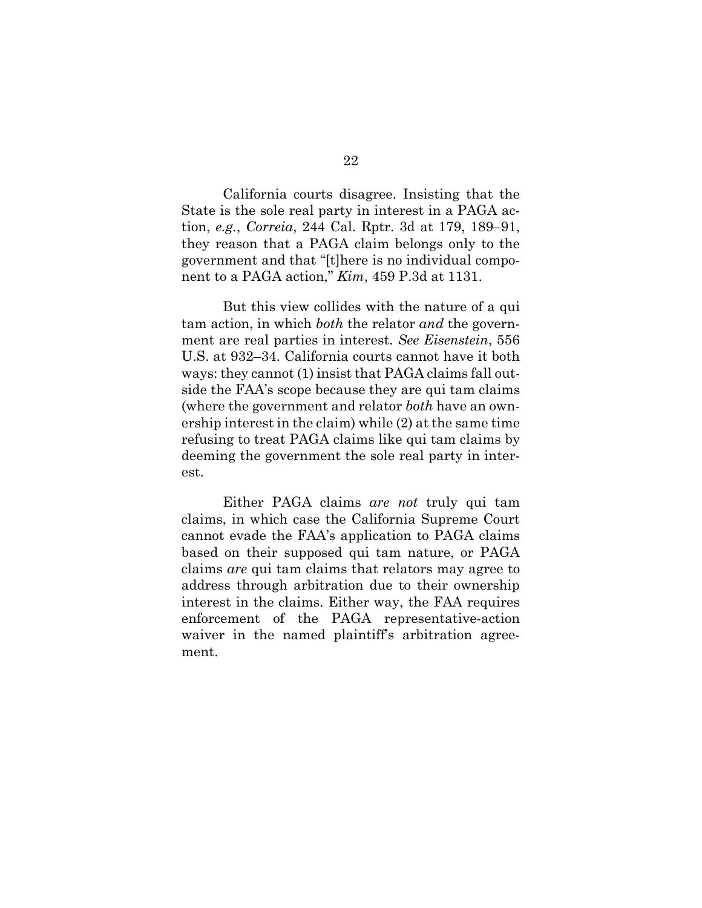California courts disagree. Insisting that the State is the sole real party in interest in a PAGA action, *e.g.*, *Correia*, 244 Cal. Rptr. 3d at 179, 189–91, they reason that a PAGA claim belongs only to the government and that "[t]here is no individual component to a PAGA action," *Kim*, 459 P.3d at 1131.

But this view collides with the nature of a qui tam action, in which *both* the relator *and* the government are real parties in interest. *See Eisenstein*, 556 U.S. at 932–34. California courts cannot have it both ways: they cannot (1) insist that PAGA claims fall outside the FAA's scope because they are qui tam claims (where the government and relator *both* have an ownership interest in the claim) while (2) at the same time refusing to treat PAGA claims like qui tam claims by deeming the government the sole real party in interest.

Either PAGA claims *are not* truly qui tam claims, in which case the California Supreme Court cannot evade the FAA's application to PAGA claims based on their supposed qui tam nature, or PAGA claims *are* qui tam claims that relators may agree to address through arbitration due to their ownership interest in the claims. Either way, the FAA requires enforcement of the PAGA representative-action waiver in the named plaintiff's arbitration agreement.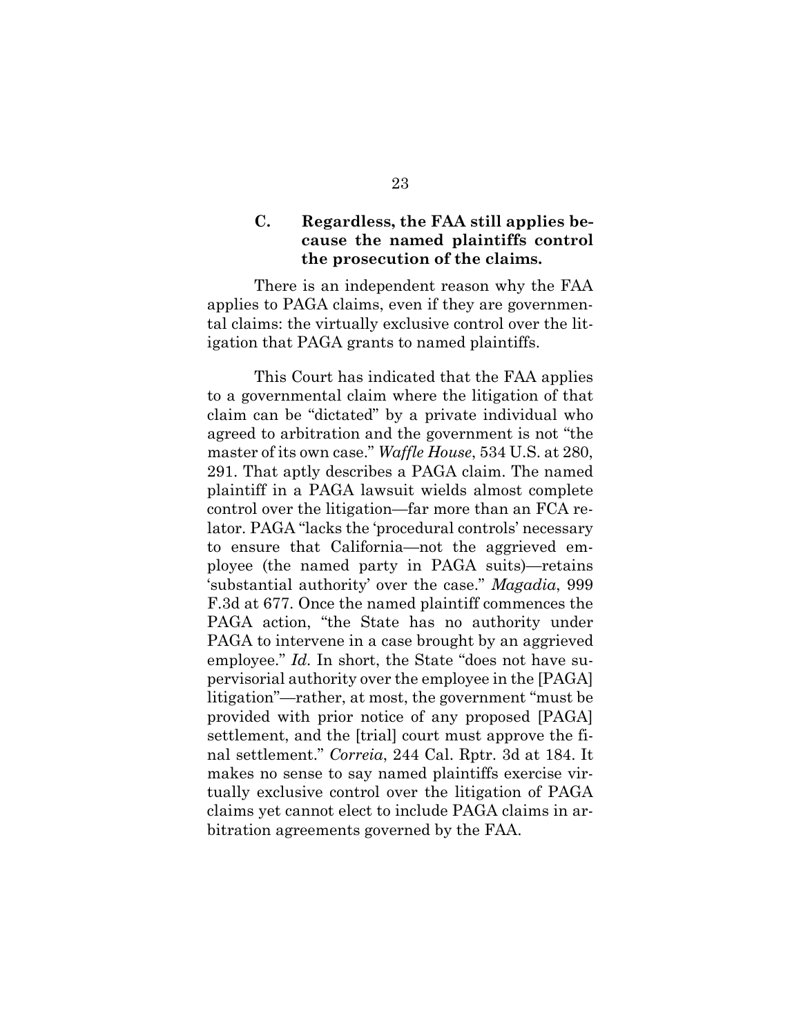### C. Regardless, the FAA still applies because the named plaintiffs control the prosecution of the claims.

There is an independent reason why the FAA applies to PAGA claims, even if they are governmental claims: the virtually exclusive control over the litigation that PAGA grants to named plaintiffs.

This Court has indicated that the FAA applies to a governmental claim where the litigation of that claim can be "dictated" by a private individual who agreed to arbitration and the government is not "the master of its own case." *Waffle House*, 534 U.S. at 280, 291. That aptly describes a PAGA claim. The named plaintiff in a PAGA lawsuit wields almost complete control over the litigation—far more than an FCA relator. PAGA "lacks the 'procedural controls' necessary to ensure that California—not the aggrieved employee (the named party in PAGA suits)—retains 'substantial authority' over the case." *Magadia*, 999 F.3d at 677. Once the named plaintiff commences the PAGA action, "the State has no authority under PAGA to intervene in a case brought by an aggrieved employee." *Id.* In short, the State "does not have supervisorial authority over the employee in the [PAGA] litigation"—rather, at most, the government "must be provided with prior notice of any proposed [PAGA] settlement, and the [trial] court must approve the final settlement." *Correia*, 244 Cal. Rptr. 3d at 184. It makes no sense to say named plaintiffs exercise virtually exclusive control over the litigation of PAGA claims yet cannot elect to include PAGA claims in arbitration agreements governed by the FAA.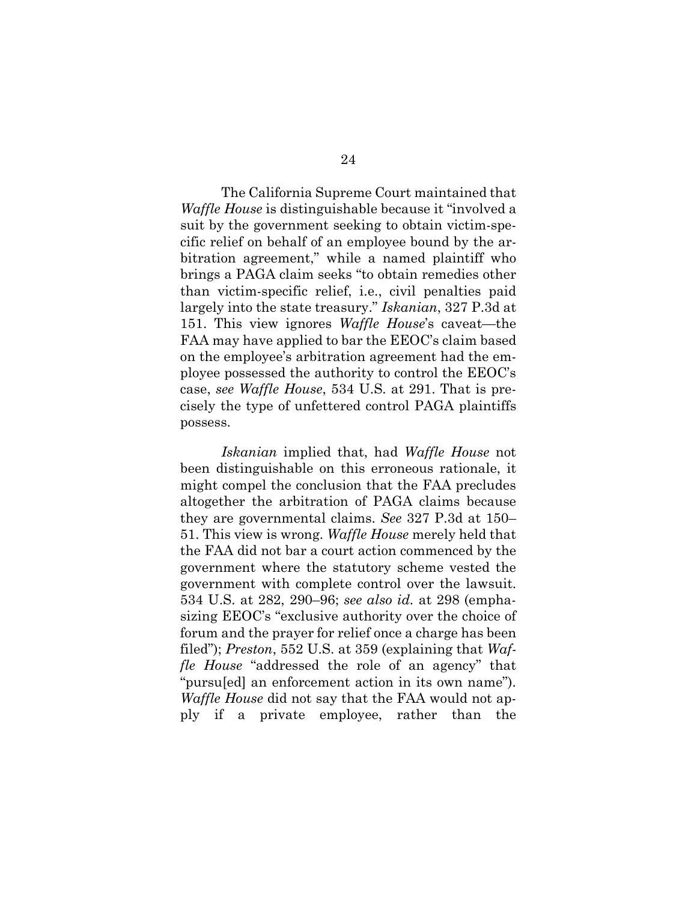The California Supreme Court maintained that *Waffle House* is distinguishable because it "involved a suit by the government seeking to obtain victim-specific relief on behalf of an employee bound by the arbitration agreement," while a named plaintiff who brings a PAGA claim seeks "to obtain remedies other than victim-specific relief, i.e., civil penalties paid largely into the state treasury." *Iskanian*, 327 P.3d at 151. This view ignores *Waffle House*'s caveat—the FAA may have applied to bar the EEOC's claim based on the employee's arbitration agreement had the employee possessed the authority to control the EEOC's case, *see Waffle House*, 534 U.S. at 291. That is precisely the type of unfettered control PAGA plaintiffs possess.

*Iskanian* implied that, had *Waffle House* not been distinguishable on this erroneous rationale, it might compel the conclusion that the FAA precludes altogether the arbitration of PAGA claims because they are governmental claims. *See* 327 P.3d at 150–51. This view is wrong. *Waffle House* merely held that the FAA did not bar a court action commenced by the government where the statutory scheme vested the government with complete control over the lawsuit. 534 U.S. at 282, 290–96; *see also id.* at 298 (emphasizing EEOC's "exclusive authority over the choice of forum and the prayer for relief once a charge has been filed"); *Preston*, 552 U.S. at 359 (explaining that *Waffle House* "addressed the role of an agency" that "pursu[ed] an enforcement action in its own name"). *Waffle House* did not say that the FAA would not apply if a private employee, rather than the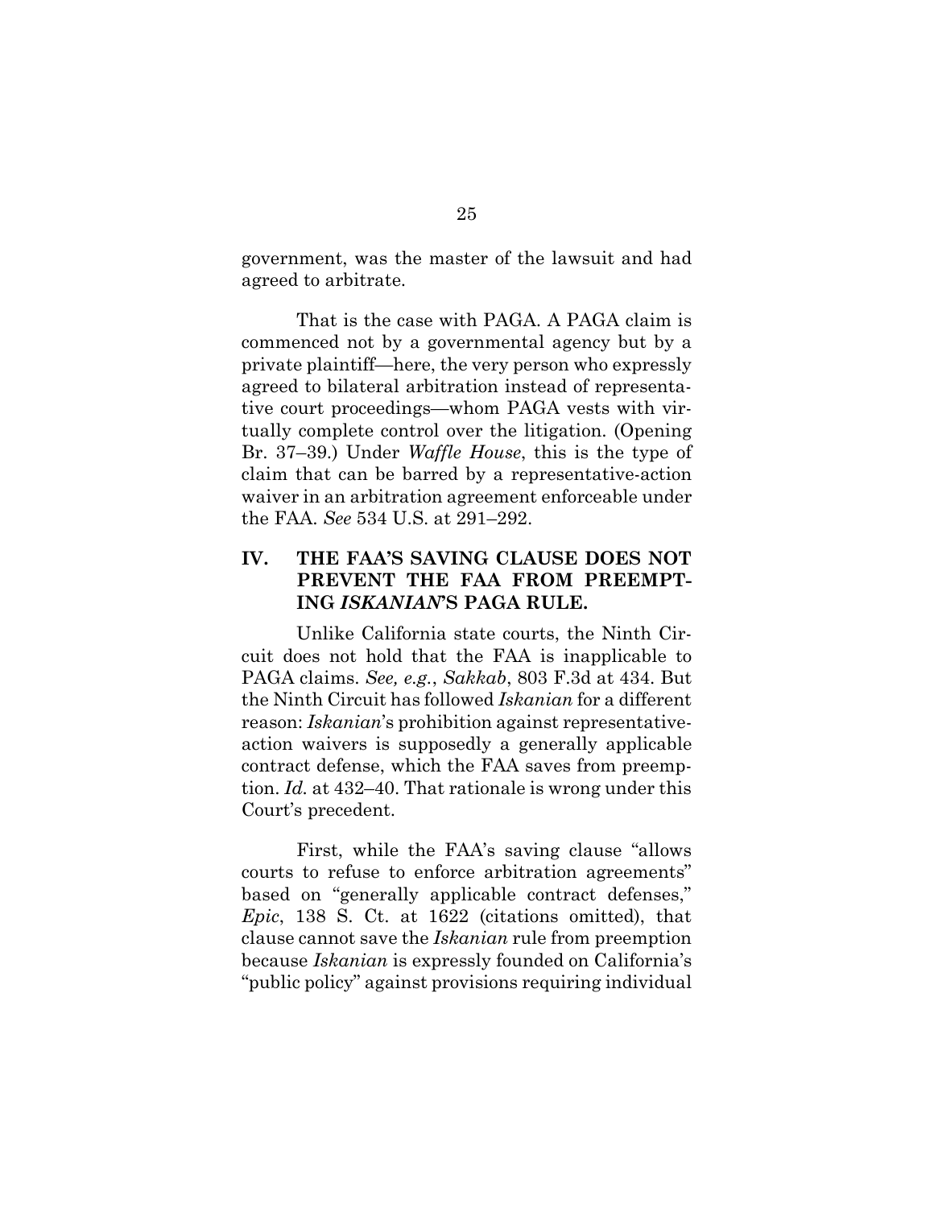government, was the master of the lawsuit and had agreed to arbitrate.

That is the case with PAGA. A PAGA claim is commenced not by a governmental agency but by a private plaintiff—here, the very person who expressly agreed to bilateral arbitration instead of representative court proceedings—whom PAGA vests with virtually complete control over the litigation. (Opening Br. 37–39.) Under *Waffle House*, this is the type of claim that can be barred by a representative-action waiver in an arbitration agreement enforceable under the FAA. *See* 534 U.S. at 291–292.

## IV. THE FAA'S SAVING CLAUSE DOES NOT PREVENT THE FAA FROM PREEMPTING *ISKANIAN*'S PAGA RULE.

Unlike California state courts, the Ninth Circuit does not hold that the FAA is inapplicable to PAGA claims. *See, e.g.*, *Sakkab*, 803 F.3d at 434. But the Ninth Circuit has followed *Iskanian* for a different reason: *Iskanian*'s prohibition against representative-action waivers is supposedly a generally applicable contract defense, which the FAA saves from preemption. *Id.* at 432–40. That rationale is wrong under this Court's precedent.

First, while the FAA's saving clause "allows courts to refuse to enforce arbitration agreements" based on "generally applicable contract defenses," *Epic*, 138 S. Ct. at 1622 (citations omitted), that clause cannot save the *Iskanian* rule from preemption because *Iskanian* is expressly founded on California's "public policy" against provisions requiring individual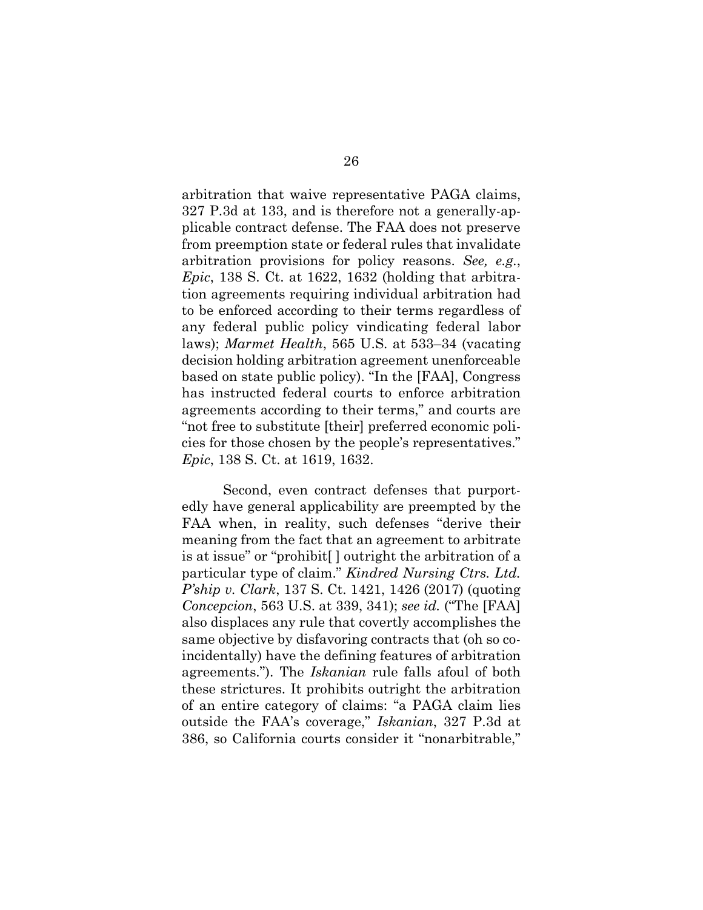arbitration that waive representative PAGA claims, 327 P.3d at 133, and is therefore not a generally-applicable contract defense. The FAA does not preserve from preemption state or federal rules that invalidate arbitration provisions for policy reasons. *See, e.g.*, *Epic*, 138 S. Ct. at 1622, 1632 (holding that arbitration agreements requiring individual arbitration had to be enforced according to their terms regardless of any federal public policy vindicating federal labor laws); *Marmet Health*, 565 U.S. at 533–34 (vacating decision holding arbitration agreement unenforceable based on state public policy). "In the [FAA], Congress has instructed federal courts to enforce arbitration agreements according to their terms," and courts are "not free to substitute [their] preferred economic policies for those chosen by the people's representatives." *Epic*, 138 S. Ct. at 1619, 1632.

Second, even contract defenses that purportedly have general applicability are preempted by the FAA when, in reality, such defenses "derive their meaning from the fact that an agreement to arbitrate is at issue" or "prohibit[ ] outright the arbitration of a particular type of claim." *Kindred Nursing Ctrs. Ltd. P'ship v. Clark*, 137 S. Ct. 1421, 1426 (2017) (quoting *Concepcion*, 563 U.S. at 339, 341); *see id.* ("The [FAA] also displaces any rule that covertly accomplishes the same objective by disfavoring contracts that (oh so coincidentally) have the defining features of arbitration agreements."). The *Iskanian* rule falls afoul of both these strictures. It prohibits outright the arbitration of an entire category of claims: "a PAGA claim lies outside the FAA's coverage," *Iskanian*, 327 P.3d at 386, so California courts consider it "nonarbitrable,"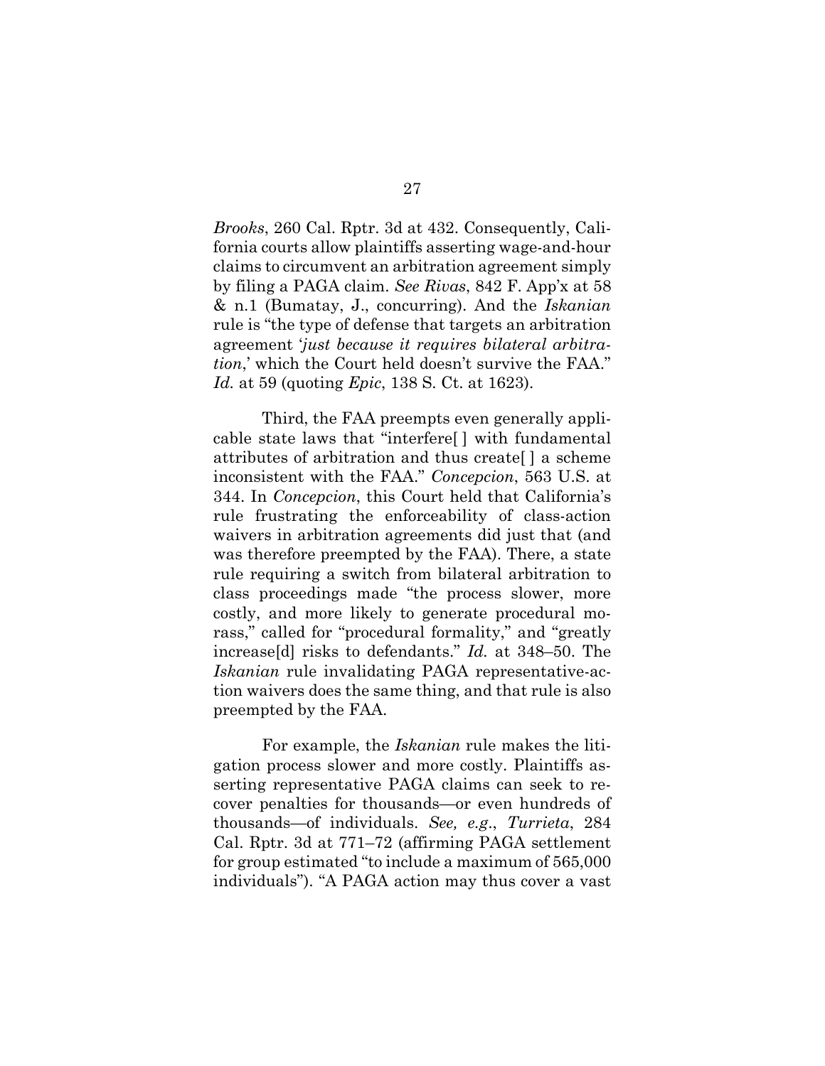*Brooks*, 260 Cal. Rptr. 3d at 432. Consequently, California courts allow plaintiffs asserting wage-and-hour claims to circumvent an arbitration agreement simply by filing a PAGA claim. *See Rivas*, 842 F. App'x at 58 & n.1 (Bumatay, J., concurring). And the *Iskanian* rule is "the type of defense that targets an arbitration agreement '*just because it requires bilateral arbitration*,' which the Court held doesn't survive the FAA." *Id.* at 59 (quoting *Epic*, 138 S. Ct. at 1623).

Third, the FAA preempts even generally applicable state laws that "interfere[ ] with fundamental attributes of arbitration and thus create[ ] a scheme inconsistent with the FAA." *Concepcion*, 563 U.S. at 344. In *Concepcion*, this Court held that California's rule frustrating the enforceability of class-action waivers in arbitration agreements did just that (and was therefore preempted by the FAA). There, a state rule requiring a switch from bilateral arbitration to class proceedings made "the process slower, more costly, and more likely to generate procedural morass," called for "procedural formality," and "greatly increase[d] risks to defendants." *Id.* at 348–50. The *Iskanian* rule invalidating PAGA representative-action waivers does the same thing, and that rule is also preempted by the FAA.

For example, the *Iskanian* rule makes the litigation process slower and more costly. Plaintiffs asserting representative PAGA claims can seek to recover penalties for thousands—or even hundreds of thousands—of individuals. *See, e.g.*, *Turrieta*, 284 Cal. Rptr. 3d at 771–72 (affirming PAGA settlement for group estimated "to include a maximum of 565,000 individuals"). "A PAGA action may thus cover a vast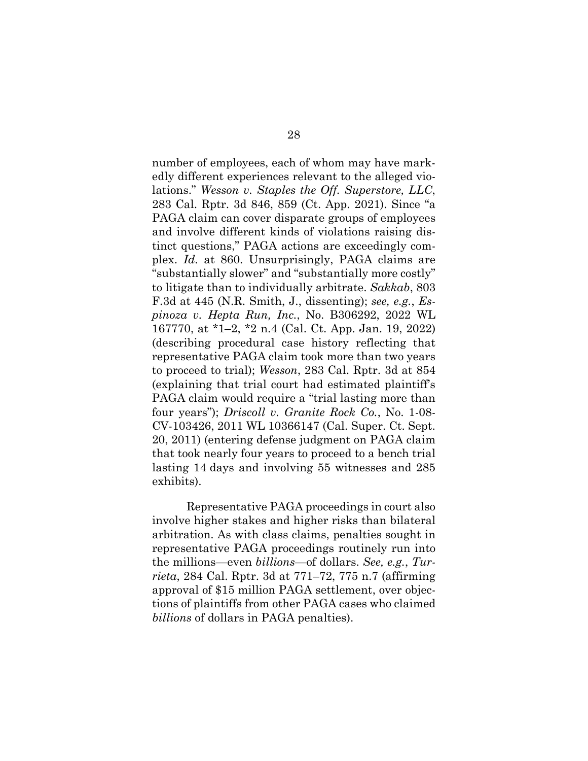number of employees, each of whom may have markedly different experiences relevant to the alleged violations." *Wesson v. Staples the Off. Superstore, LLC*, 283 Cal. Rptr. 3d 846, 859 (Ct. App. 2021). Since "a PAGA claim can cover disparate groups of employees and involve different kinds of violations raising distinct questions," PAGA actions are exceedingly complex. *Id.* at 860. Unsurprisingly, PAGA claims are "substantially slower" and "substantially more costly" to litigate than to individually arbitrate. *Sakkab*, 803 F.3d at 445 (N.R. Smith, J., dissenting); *see, e.g.*, *Espinoza v. Hepta Run, Inc.*, No. B306292, 2022 WL 167770, at *1–2, *2 n.4 (Cal. Ct. App. Jan. 19, 2022) (describing procedural case history reflecting that representative PAGA claim took more than two years to proceed to trial); *Wesson*, 283 Cal. Rptr. 3d at 854 (explaining that trial court had estimated plaintiff's PAGA claim would require a "trial lasting more than four years"); *Driscoll v. Granite Rock Co.*, No. 1-08-CV-103426, 2011 WL 10366147 (Cal. Super. Ct. Sept. 20, 2011) (entering defense judgment on PAGA claim that took nearly four years to proceed to a bench trial lasting 14 days and involving 55 witnesses and 285 exhibits).

Representative PAGA proceedings in court also involve higher stakes and higher risks than bilateral arbitration. As with class claims, penalties sought in representative PAGA proceedings routinely run into the millions—even *billions*—of dollars. *See, e.g.*, *Turrieta*, 284 Cal. Rptr. 3d at 771–72, 775 n.7 (affirming approval of $15 million PAGA settlement, over objections of plaintiffs from other PAGA cases who claimed *billions* of dollars in PAGA penalties).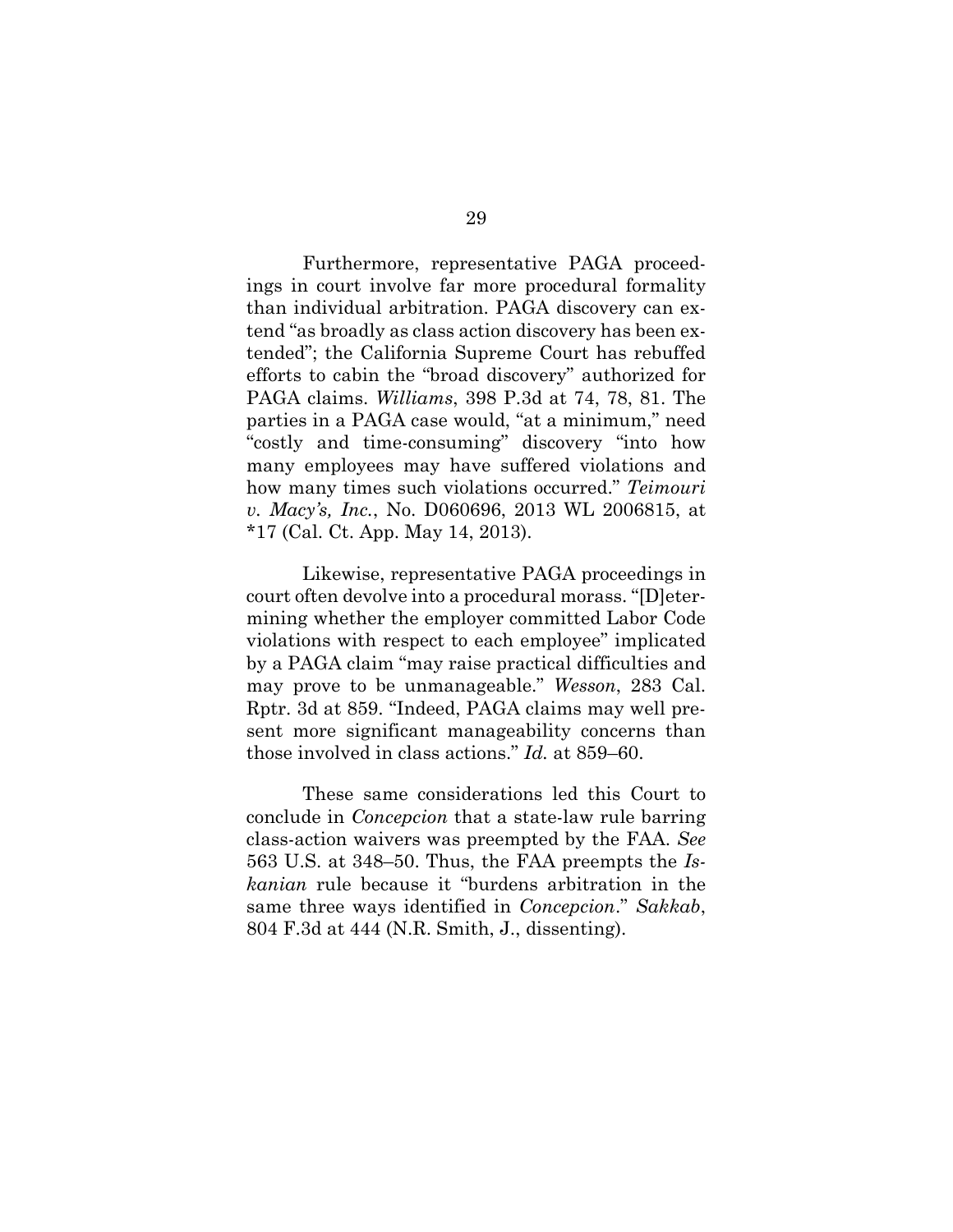Furthermore, representative PAGA proceedings in court involve far more procedural formality than individual arbitration. PAGA discovery can extend "as broadly as class action discovery has been extended"; the California Supreme Court has rebuffed efforts to cabin the "broad discovery" authorized for PAGA claims. *Williams*, 398 P.3d at 74, 78, 81. The parties in a PAGA case would, "at a minimum," need "costly and time-consuming" discovery "into how many employees may have suffered violations and how many times such violations occurred." *Teimouri v. Macy's, Inc.*, No. D060696, 2013 WL 2006815, at *17 (Cal. Ct. App. May 14, 2013).

Likewise, representative PAGA proceedings in court often devolve into a procedural morass. "[D]etermining whether the employer committed Labor Code violations with respect to each employee" implicated by a PAGA claim "may raise practical difficulties and may prove to be unmanageable." *Wesson*, 283 Cal. Rptr. 3d at 859. "Indeed, PAGA claims may well present more significant manageability concerns than those involved in class actions." *Id.* at 859–60.

These same considerations led this Court to conclude in *Concepcion* that a state-law rule barring class-action waivers was preempted by the FAA. *See* 563 U.S. at 348–50. Thus, the FAA preempts the *Iskanian* rule because it "burdens arbitration in the same three ways identified in *Concepcion*." *Sakkab*, 804 F.3d at 444 (N.R. Smith, J., dissenting).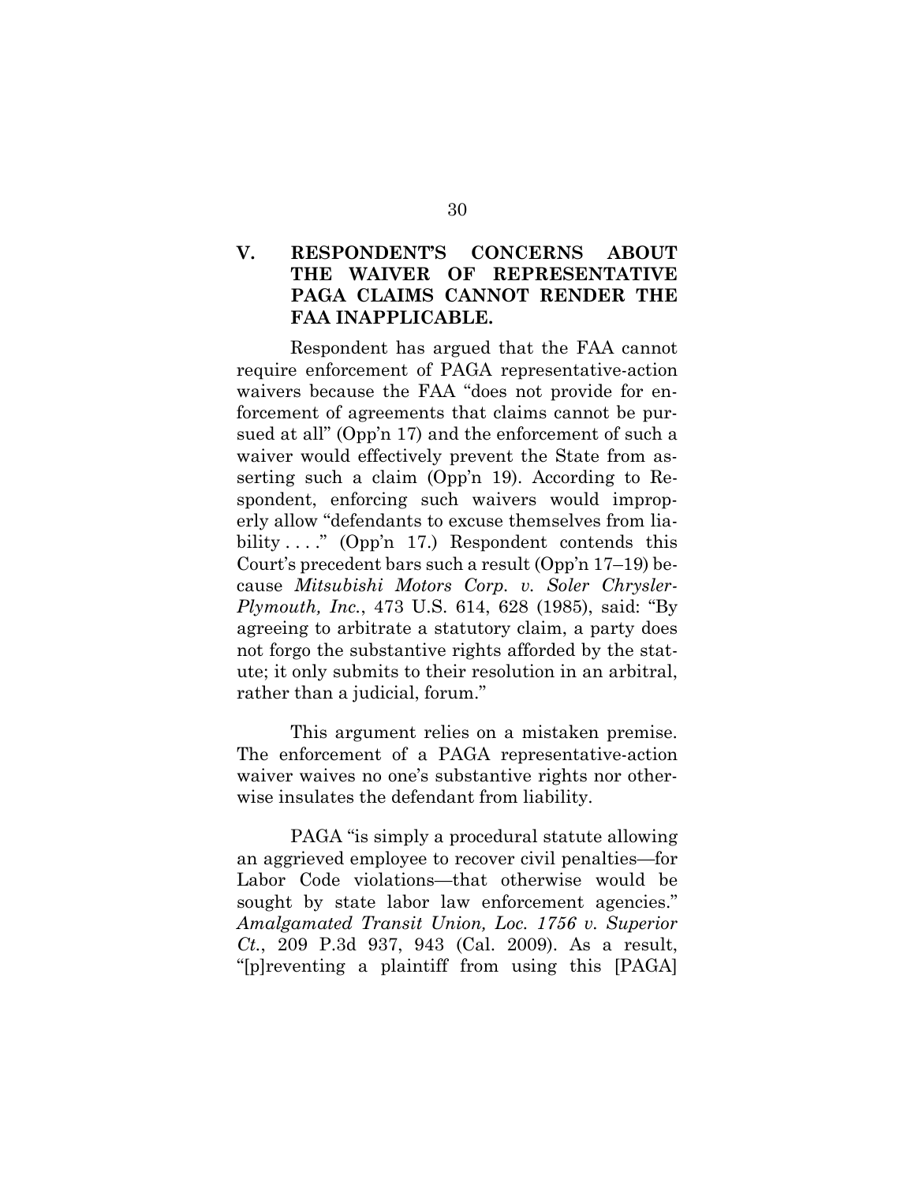## V. RESPONDENT'S CONCERNS ABOUT THE WAIVER OF REPRESENTATIVE PAGA CLAIMS CANNOT RENDER THE FAA INAPPLICABLE.

Respondent has argued that the FAA cannot require enforcement of PAGA representative-action waivers because the FAA "does not provide for enforcement of agreements that claims cannot be pursued at all" (Opp'n 17) and the enforcement of such a waiver would effectively prevent the State from asserting such a claim (Opp'n 19). According to Respondent, enforcing such waivers would improperly allow "defendants to excuse themselves from liability . . . ." (Opp'n 17.) Respondent contends this Court's precedent bars such a result (Opp'n 17–19) because *Mitsubishi Motors Corp. v. Soler Chrysler-Plymouth, Inc.*, 473 U.S. 614, 628 (1985), said: "By agreeing to arbitrate a statutory claim, a party does not forgo the substantive rights afforded by the statute; it only submits to their resolution in an arbitral, rather than a judicial, forum."

This argument relies on a mistaken premise. The enforcement of a PAGA representative-action waiver waives no one's substantive rights nor otherwise insulates the defendant from liability.

PAGA "is simply a procedural statute allowing an aggrieved employee to recover civil penalties—for Labor Code violations—that otherwise would be sought by state labor law enforcement agencies." *Amalgamated Transit Union, Loc. 1756 v. Superior Ct.*, 209 P.3d 937, 943 (Cal. 2009). As a result, "[p]reventing a plaintiff from using this [PAGA]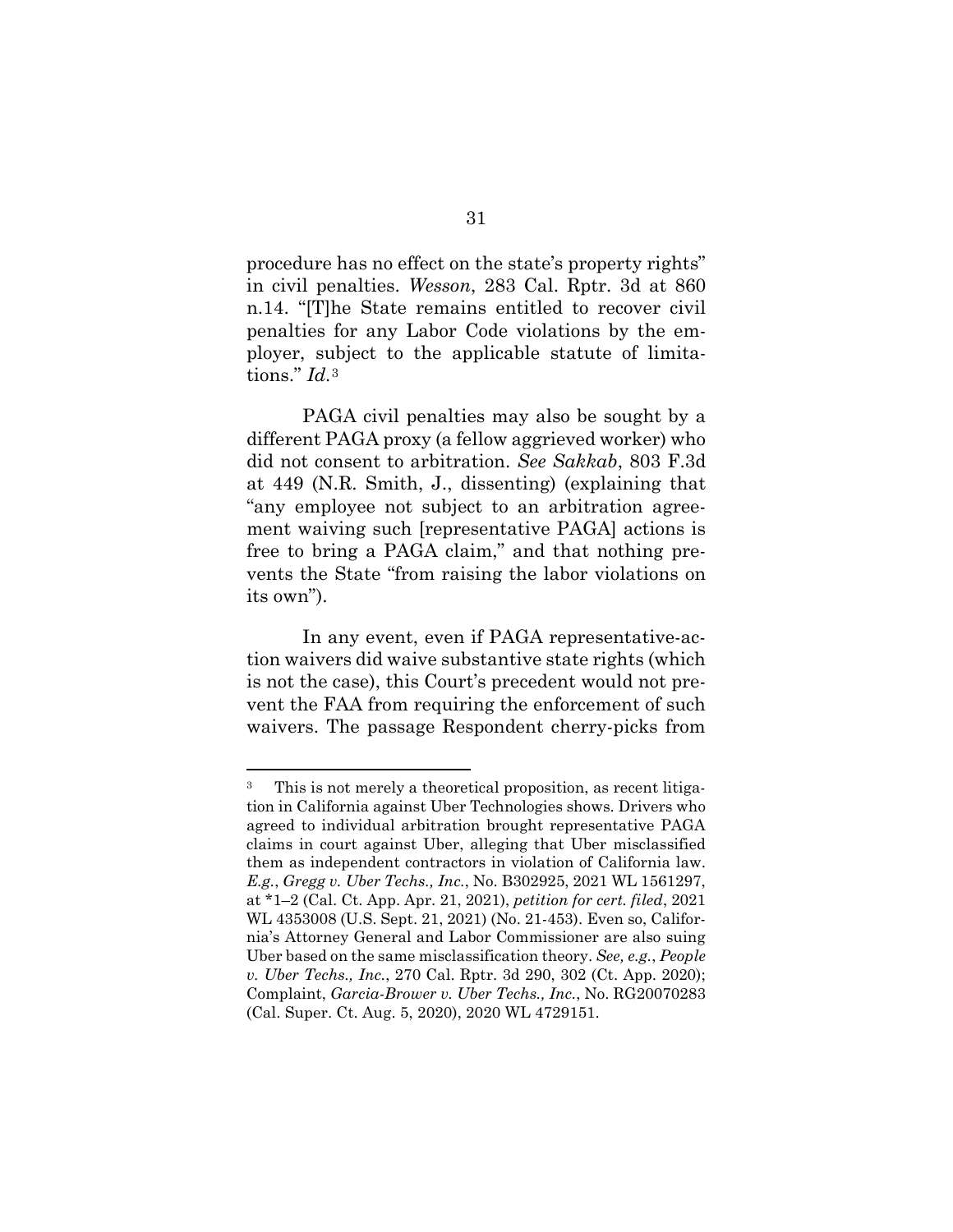procedure has no effect on the state's property rights" in civil penalties. *Wesson*, 283 Cal. Rptr. 3d at 860 n.14. "[T]he State remains entitled to recover civil penalties for any Labor Code violations by the employer, subject to the applicable statute of limitations." *Id.*[3]

PAGA civil penalties may also be sought by a different PAGA proxy (a fellow aggrieved worker) who did not consent to arbitration. *See Sakkab*, 803 F.3d at 449 (N.R. Smith, J., dissenting) (explaining that "any employee not subject to an arbitration agreement waiving such [representative PAGA] actions is free to bring a PAGA claim," and that nothing prevents the State "from raising the labor violations on its own").

In any event, even if PAGA representative-action waivers did waive substantive state rights (which is not the case), this Court's precedent would not prevent the FAA from requiring the enforcement of such waivers. The passage Respondent cherry-picks from

---

[3] This is not merely a theoretical proposition, as recent litigation in California against Uber Technologies shows. Drivers who agreed to individual arbitration brought representative PAGA claims in court against Uber, alleging that Uber misclassified them as independent contractors in violation of California law. *E.g.*, *Gregg v. Uber Techs., Inc.*, No. B302925, 2021 WL 1561297, at *1–2 (Cal. Ct. App. Apr. 21, 2021), *petition for cert. filed*, 2021 WL 4353008 (U.S. Sept. 21, 2021) (No. 21-453). Even so, California's Attorney General and Labor Commissioner are also suing Uber based on the same misclassification theory. *See, e.g.*, *People v. Uber Techs., Inc.*, 270 Cal. Rptr. 3d 290, 302 (Ct. App. 2020); Complaint, *Garcia-Brower v. Uber Techs., Inc.*, No. RG20070283 (Cal. Super. Ct. Aug. 5, 2020), 2020 WL 4729151.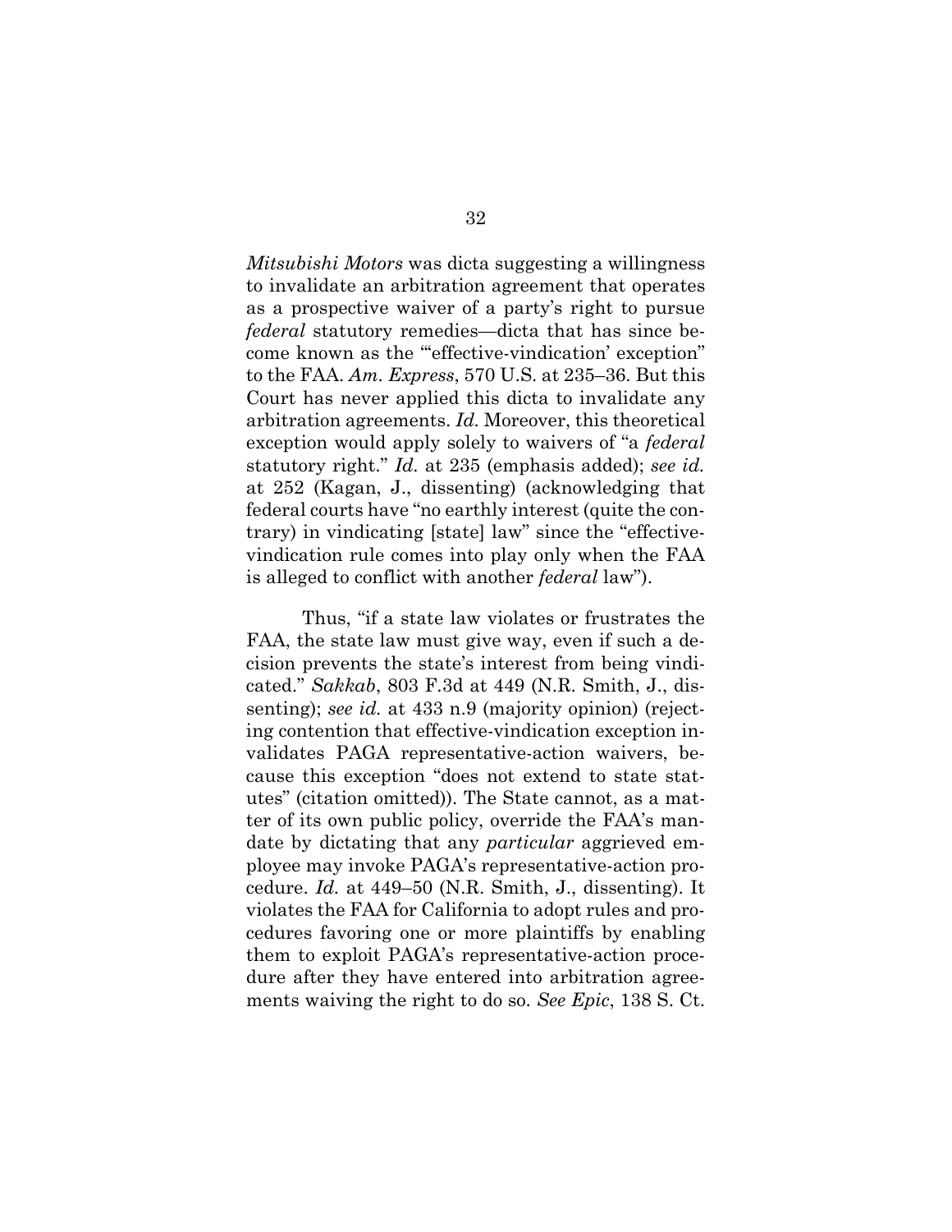*Mitsubishi Motors* was dicta suggesting a willingness to invalidate an arbitration agreement that operates as a prospective waiver of a party's right to pursue *federal* statutory remedies—dicta that has since become known as the "'effective-vindication' exception" to the FAA. *Am. Express*, 570 U.S. at 235–36. But this Court has never applied this dicta to invalidate any arbitration agreements. *Id.* Moreover, this theoretical exception would apply solely to waivers of "a *federal* statutory right." *Id.* at 235 (emphasis added); *see id.* at 252 (Kagan, J., dissenting) (acknowledging that federal courts have "no earthly interest (quite the contrary) in vindicating [state] law" since the "effective-vindication rule comes into play only when the FAA is alleged to conflict with another *federal* law").

Thus, "if a state law violates or frustrates the FAA, the state law must give way, even if such a decision prevents the state's interest from being vindicated." *Sakkab*, 803 F.3d at 449 (N.R. Smith, J., dissenting); *see id.* at 433 n.9 (majority opinion) (rejecting contention that effective-vindication exception invalidates PAGA representative-action waivers, because this exception "does not extend to state statutes" (citation omitted)). The State cannot, as a matter of its own public policy, override the FAA's mandate by dictating that any *particular* aggrieved employee may invoke PAGA's representative-action procedure. *Id.* at 449–50 (N.R. Smith, J., dissenting). It violates the FAA for California to adopt rules and procedures favoring one or more plaintiffs by enabling them to exploit PAGA's representative-action procedure after they have entered into arbitration agreements waiving the right to do so. *See Epic*, 138 S. Ct.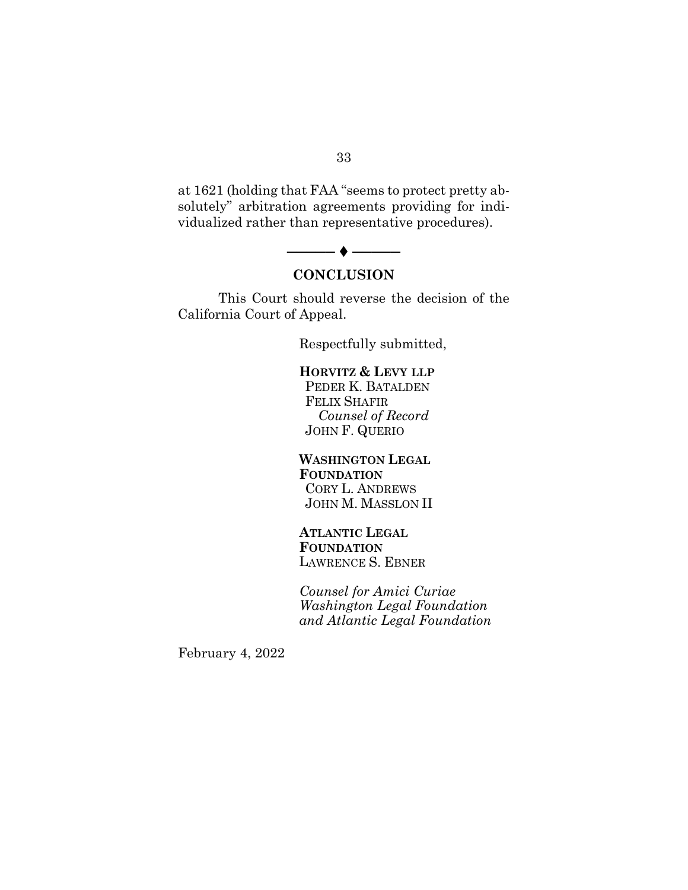at 1621 (holding that FAA "seems to protect pretty absolutely" arbitration agreements providing for individualized rather than representative procedures).

## CONCLUSION

This Court should reverse the decision of the California Court of Appeal.

Respectfully submitted,

**HORVITZ & LEVY LLP**
PEDER K. BATALDEN
FELIX SHAFIR
*Counsel of Record*
JOHN F. QUERIO

**WASHINGTON LEGAL FOUNDATION**
CORY L. ANDREWS
JOHN M. MASSLON II

**ATLANTIC LEGAL FOUNDATION**
LAWRENCE S. EBNER

*Counsel for Amici Curiae Washington Legal Foundation and Atlantic Legal Foundation*

February 4, 2022